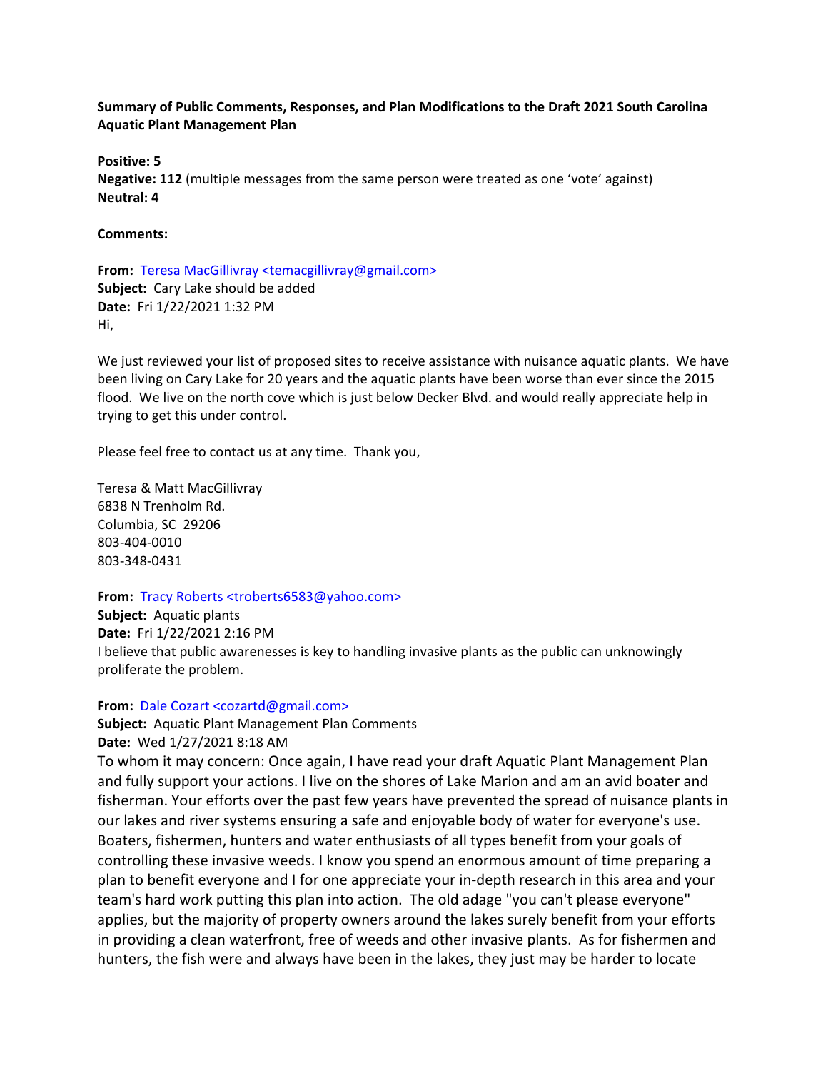**Summary of Public Comments, Responses, and Plan Modifications to the Draft 2021 South Carolina Aquatic Plant Management Plan**

**Positive: 5**
**Negative: 112** (multiple messages from the same person were treated as one 'vote' against)
**Neutral: 4**

**Comments:**

**From:** Teresa MacGillivray <temacgillivray@gmail.com>
**Subject:** Cary Lake should be added
**Date:** Fri 1/22/2021 1:32 PM
Hi,

We just reviewed your list of proposed sites to receive assistance with nuisance aquatic plants. We have been living on Cary Lake for 20 years and the aquatic plants have been worse than ever since the 2015 flood. We live on the north cove which is just below Decker Blvd. and would really appreciate help in trying to get this under control.

Please feel free to contact us at any time. Thank you,

Teresa & Matt MacGillivray
6838 N Trenholm Rd.
Columbia, SC 29206
803-404-0010
803-348-0431

**From:** Tracy Roberts <troberts6583@yahoo.com>
**Subject:** Aquatic plants
**Date:** Fri 1/22/2021 2:16 PM
I believe that public awarenesses is key to handling invasive plants as the public can unknowingly proliferate the problem.

**From:** Dale Cozart <cozartd@gmail.com>
**Subject:** Aquatic Plant Management Plan Comments
**Date:** Wed 1/27/2021 8:18 AM
To whom it may concern: Once again, I have read your draft Aquatic Plant Management Plan and fully support your actions. I live on the shores of Lake Marion and am an avid boater and fisherman. Your efforts over the past few years have prevented the spread of nuisance plants in our lakes and river systems ensuring a safe and enjoyable body of water for everyone's use. Boaters, fishermen, hunters and water enthusiasts of all types benefit from your goals of controlling these invasive weeds. I know you spend an enormous amount of time preparing a plan to benefit everyone and I for one appreciate your in-depth research in this area and your team's hard work putting this plan into action. The old adage "you can't please everyone" applies, but the majority of property owners around the lakes surely benefit from your efforts in providing a clean waterfront, free of weeds and other invasive plants. As for fishermen and hunters, the fish were and always have been in the lakes, they just may be harder to locate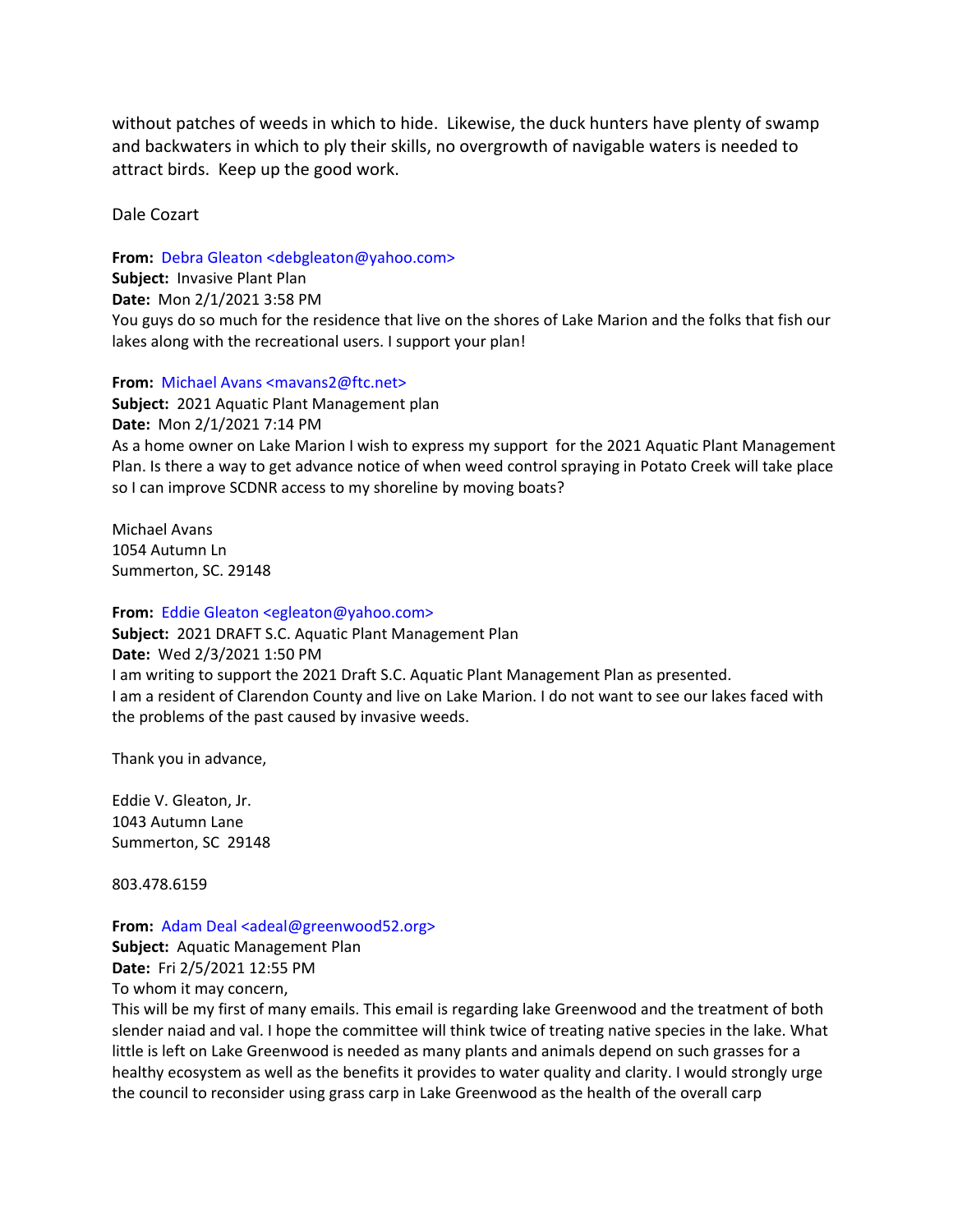without patches of weeds in which to hide. Likewise, the duck hunters have plenty of swamp and backwaters in which to ply their skills, no overgrowth of navigable waters is needed to attract birds. Keep up the good work.

Dale Cozart

**From:** Debra Gleaton <debgleaton@yahoo.com>
**Subject:** Invasive Plant Plan
**Date:** Mon 2/1/2021 3:58 PM
You guys do so much for the residence that live on the shores of Lake Marion and the folks that fish our lakes along with the recreational users. I support your plan!

**From:** Michael Avans <mavans2@ftc.net>
**Subject:** 2021 Aquatic Plant Management plan
**Date:** Mon 2/1/2021 7:14 PM
As a home owner on Lake Marion I wish to express my support for the 2021 Aquatic Plant Management Plan. Is there a way to get advance notice of when weed control spraying in Potato Creek will take place so I can improve SCDNR access to my shoreline by moving boats?

Michael Avans
1054 Autumn Ln
Summerton, SC. 29148

**From:** Eddie Gleaton <egleaton@yahoo.com>
**Subject:** 2021 DRAFT S.C. Aquatic Plant Management Plan
**Date:** Wed 2/3/2021 1:50 PM
I am writing to support the 2021 Draft S.C. Aquatic Plant Management Plan as presented.
I am a resident of Clarendon County and live on Lake Marion. I do not want to see our lakes faced with the problems of the past caused by invasive weeds.

Thank you in advance,

Eddie V. Gleaton, Jr.
1043 Autumn Lane
Summerton, SC 29148

803.478.6159

**From:** Adam Deal <adeal@greenwood52.org>
**Subject:** Aquatic Management Plan
**Date:** Fri 2/5/2021 12:55 PM
To whom it may concern,
This will be my first of many emails. This email is regarding lake Greenwood and the treatment of both slender naiad and val. I hope the committee will think twice of treating native species in the lake. What little is left on Lake Greenwood is needed as many plants and animals depend on such grasses for a healthy ecosystem as well as the benefits it provides to water quality and clarity. I would strongly urge the council to reconsider using grass carp in Lake Greenwood as the health of the overall carp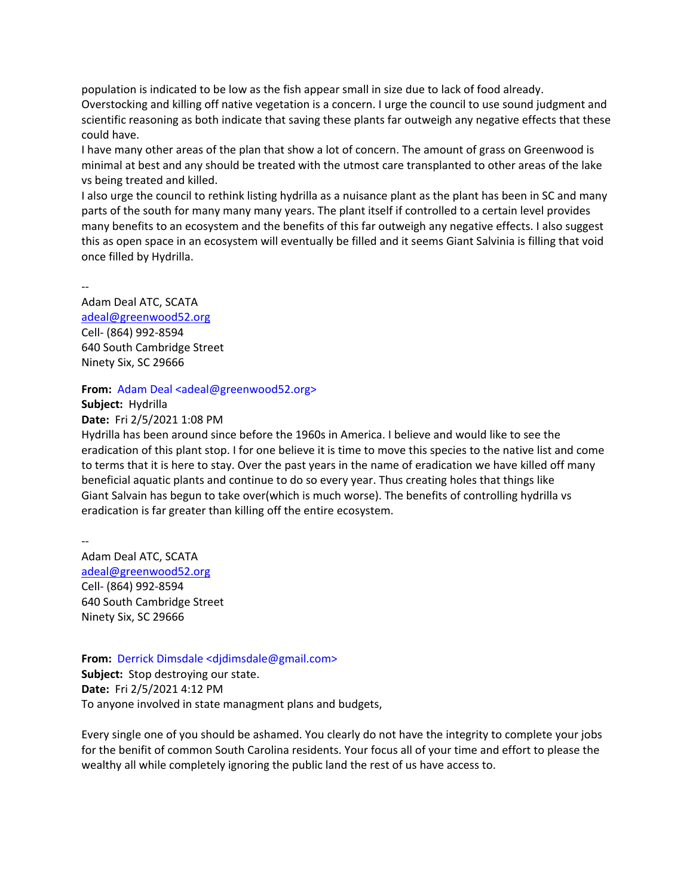population is indicated to be low as the fish appear small in size due to lack of food already. Overstocking and killing off native vegetation is a concern. I urge the council to use sound judgment and scientific reasoning as both indicate that saving these plants far outweigh any negative effects that these could have.

I have many other areas of the plan that show a lot of concern. The amount of grass on Greenwood is minimal at best and any should be treated with the utmost care transplanted to other areas of the lake vs being treated and killed.

I also urge the council to rethink listing hydrilla as a nuisance plant as the plant has been in SC and many parts of the south for many many many years. The plant itself if controlled to a certain level provides many benefits to an ecosystem and the benefits of this far outweigh any negative effects. I also suggest this as open space in an ecosystem will eventually be filled and it seems Giant Salvinia is filling that void once filled by Hydrilla.

--
Adam Deal ATC, SCATA
adeal@greenwood52.org
Cell- (864) 992-8594
640 South Cambridge Street
Ninety Six, SC 29666

**From:** Adam Deal <adeal@greenwood52.org>
**Subject:** Hydrilla
**Date:** Fri 2/5/2021 1:08 PM

Hydrilla has been around since before the 1960s in America. I believe and would like to see the eradication of this plant stop. I for one believe it is time to move this species to the native list and come to terms that it is here to stay. Over the past years in the name of eradication we have killed off many beneficial aquatic plants and continue to do so every year. Thus creating holes that things like Giant Salvain has begun to take over(which is much worse). The benefits of controlling hydrilla vs eradication is far greater than killing off the entire ecosystem.

--
Adam Deal ATC, SCATA
adeal@greenwood52.org
Cell- (864) 992-8594
640 South Cambridge Street
Ninety Six, SC 29666

**From:** Derrick Dimsdale <djdimsdale@gmail.com>
**Subject:** Stop destroying our state.
**Date:** Fri 2/5/2021 4:12 PM

To anyone involved in state managment plans and budgets,

Every single one of you should be ashamed. You clearly do not have the integrity to complete your jobs for the benifit of common South Carolina residents. Your focus all of your time and effort to please the wealthy all while completely ignoring the public land the rest of us have access to.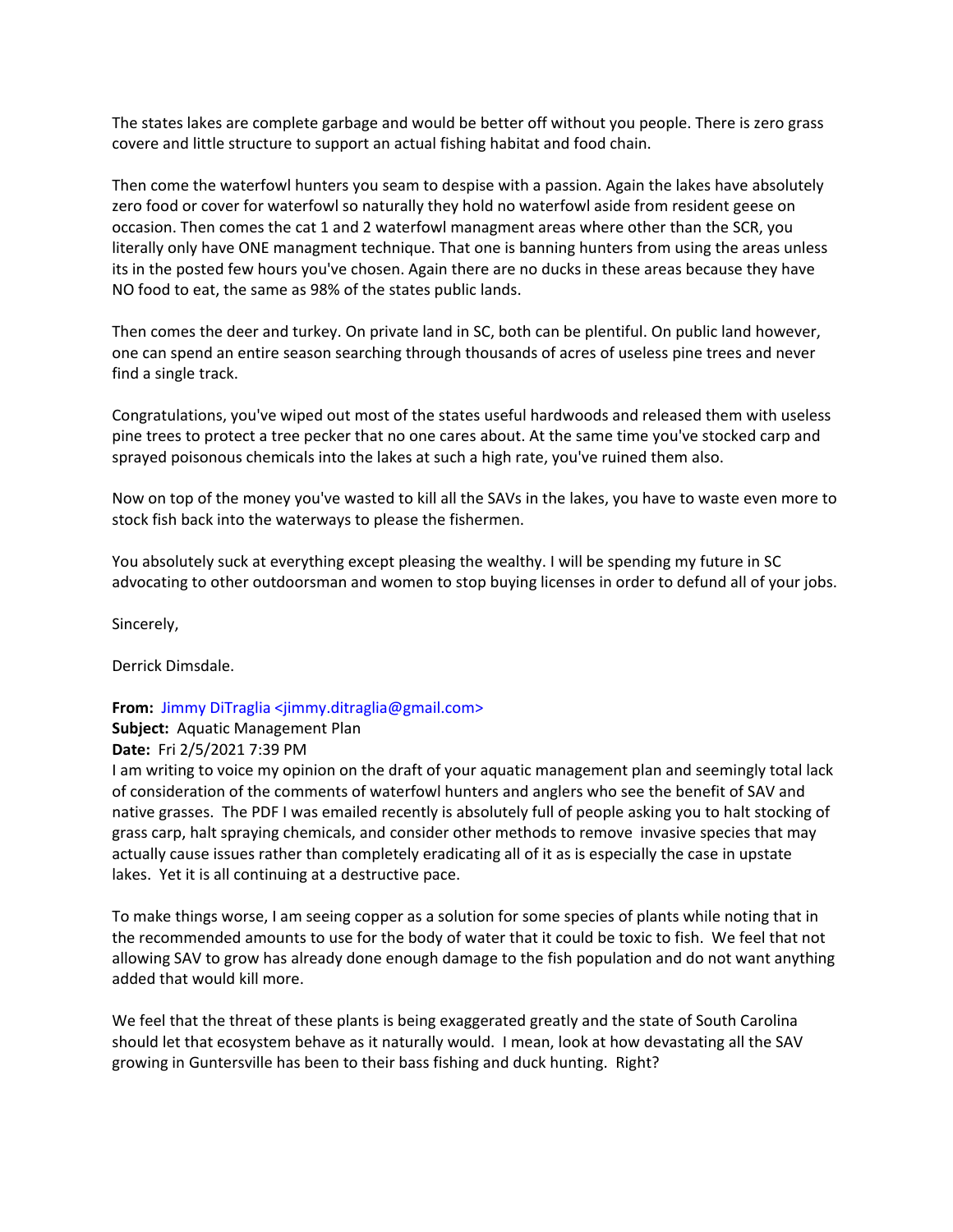The states lakes are complete garbage and would be better off without you people. There is zero grass covere and little structure to support an actual fishing habitat and food chain.

Then come the waterfowl hunters you seam to despise with a passion. Again the lakes have absolutely zero food or cover for waterfowl so naturally they hold no waterfowl aside from resident geese on occasion. Then comes the cat 1 and 2 waterfowl managment areas where other than the SCR, you literally only have ONE managment technique. That one is banning hunters from using the areas unless its in the posted few hours you've chosen. Again there are no ducks in these areas because they have NO food to eat, the same as 98% of the states public lands.

Then comes the deer and turkey. On private land in SC, both can be plentiful. On public land however, one can spend an entire season searching through thousands of acres of useless pine trees and never find a single track.

Congratulations, you've wiped out most of the states useful hardwoods and released them with useless pine trees to protect a tree pecker that no one cares about. At the same time you've stocked carp and sprayed poisonous chemicals into the lakes at such a high rate, you've ruined them also.

Now on top of the money you've wasted to kill all the SAVs in the lakes, you have to waste even more to stock fish back into the waterways to please the fishermen.

You absolutely suck at everything except pleasing the wealthy. I will be spending my future in SC advocating to other outdoorsman and women to stop buying licenses in order to defund all of your jobs.

Sincerely,

Derrick Dimsdale.

**From:** Jimmy DiTraglia <jimmy.ditraglia@gmail.com>
**Subject:** Aquatic Management Plan
**Date:** Fri 2/5/2021 7:39 PM

I am writing to voice my opinion on the draft of your aquatic management plan and seemingly total lack of consideration of the comments of waterfowl hunters and anglers who see the benefit of SAV and native grasses. The PDF I was emailed recently is absolutely full of people asking you to halt stocking of grass carp, halt spraying chemicals, and consider other methods to remove invasive species that may actually cause issues rather than completely eradicating all of it as is especially the case in upstate lakes. Yet it is all continuing at a destructive pace.

To make things worse, I am seeing copper as a solution for some species of plants while noting that in the recommended amounts to use for the body of water that it could be toxic to fish. We feel that not allowing SAV to grow has already done enough damage to the fish population and do not want anything added that would kill more.

We feel that the threat of these plants is being exaggerated greatly and the state of South Carolina should let that ecosystem behave as it naturally would. I mean, look at how devastating all the SAV growing in Guntersville has been to their bass fishing and duck hunting. Right?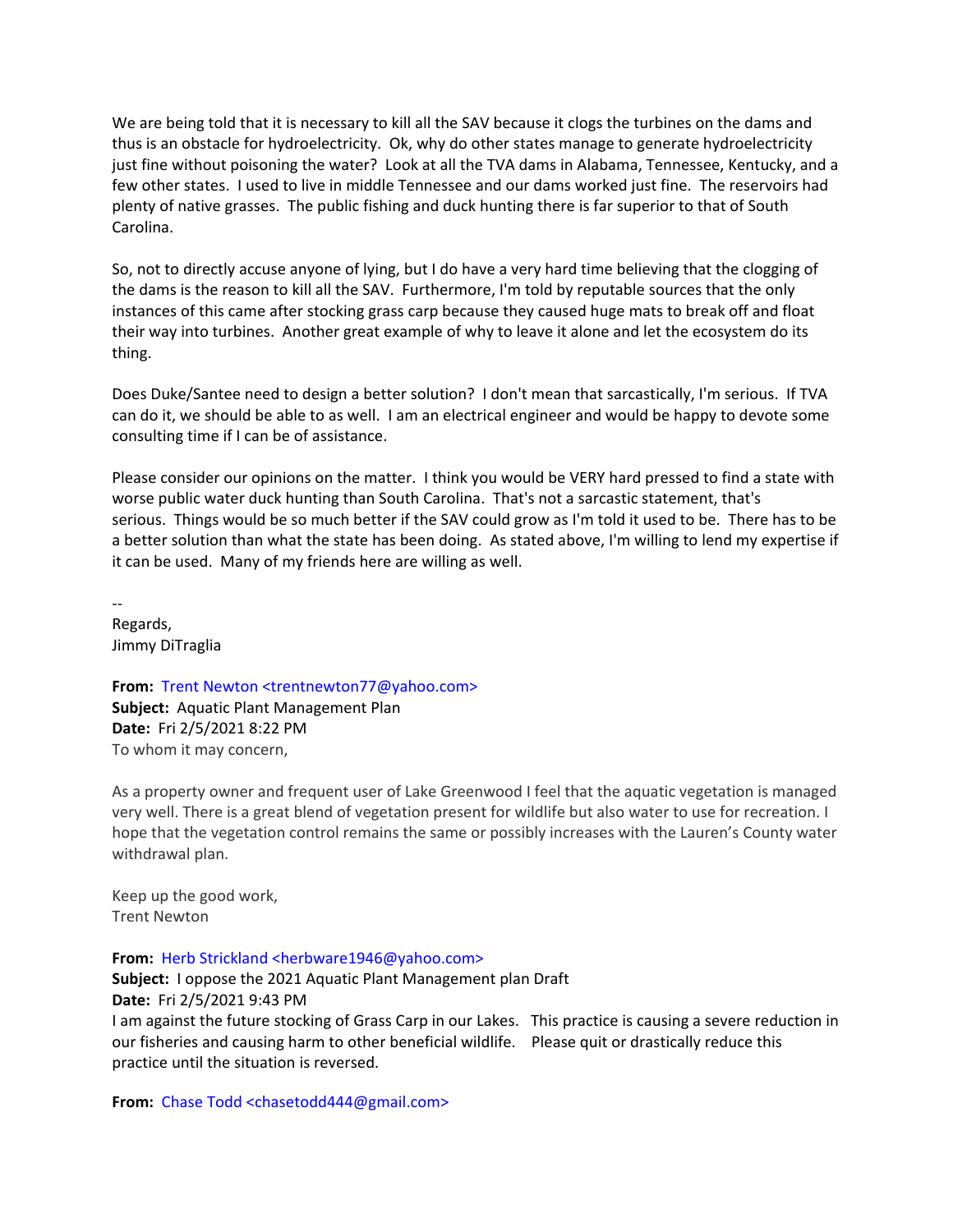We are being told that it is necessary to kill all the SAV because it clogs the turbines on the dams and thus is an obstacle for hydroelectricity. Ok, why do other states manage to generate hydroelectricity just fine without poisoning the water? Look at all the TVA dams in Alabama, Tennessee, Kentucky, and a few other states. I used to live in middle Tennessee and our dams worked just fine. The reservoirs had plenty of native grasses. The public fishing and duck hunting there is far superior to that of South Carolina.

So, not to directly accuse anyone of lying, but I do have a very hard time believing that the clogging of the dams is the reason to kill all the SAV. Furthermore, I'm told by reputable sources that the only instances of this came after stocking grass carp because they caused huge mats to break off and float their way into turbines. Another great example of why to leave it alone and let the ecosystem do its thing.

Does Duke/Santee need to design a better solution? I don't mean that sarcastically, I'm serious. If TVA can do it, we should be able to as well. I am an electrical engineer and would be happy to devote some consulting time if I can be of assistance.

Please consider our opinions on the matter. I think you would be VERY hard pressed to find a state with worse public water duck hunting than South Carolina. That's not a sarcastic statement, that's serious. Things would be so much better if the SAV could grow as I'm told it used to be. There has to be a better solution than what the state has been doing. As stated above, I'm willing to lend my expertise if it can be used. Many of my friends here are willing as well.

--
Regards,
Jimmy DiTraglia

**From:** Trent Newton <trentnewton77@yahoo.com>
**Subject:** Aquatic Plant Management Plan
**Date:** Fri 2/5/2021 8:22 PM
To whom it may concern,

As a property owner and frequent user of Lake Greenwood I feel that the aquatic vegetation is managed very well. There is a great blend of vegetation present for wildlife but also water to use for recreation. I hope that the vegetation control remains the same or possibly increases with the Lauren's County water withdrawal plan.

Keep up the good work,
Trent Newton

**From:** Herb Strickland <herbware1946@yahoo.com>
**Subject:** I oppose the 2021 Aquatic Plant Management plan Draft
**Date:** Fri 2/5/2021 9:43 PM
I am against the future stocking of Grass Carp in our Lakes. This practice is causing a severe reduction in our fisheries and causing harm to other beneficial wildlife. Please quit or drastically reduce this practice until the situation is reversed.

**From:** Chase Todd <chasetodd444@gmail.com>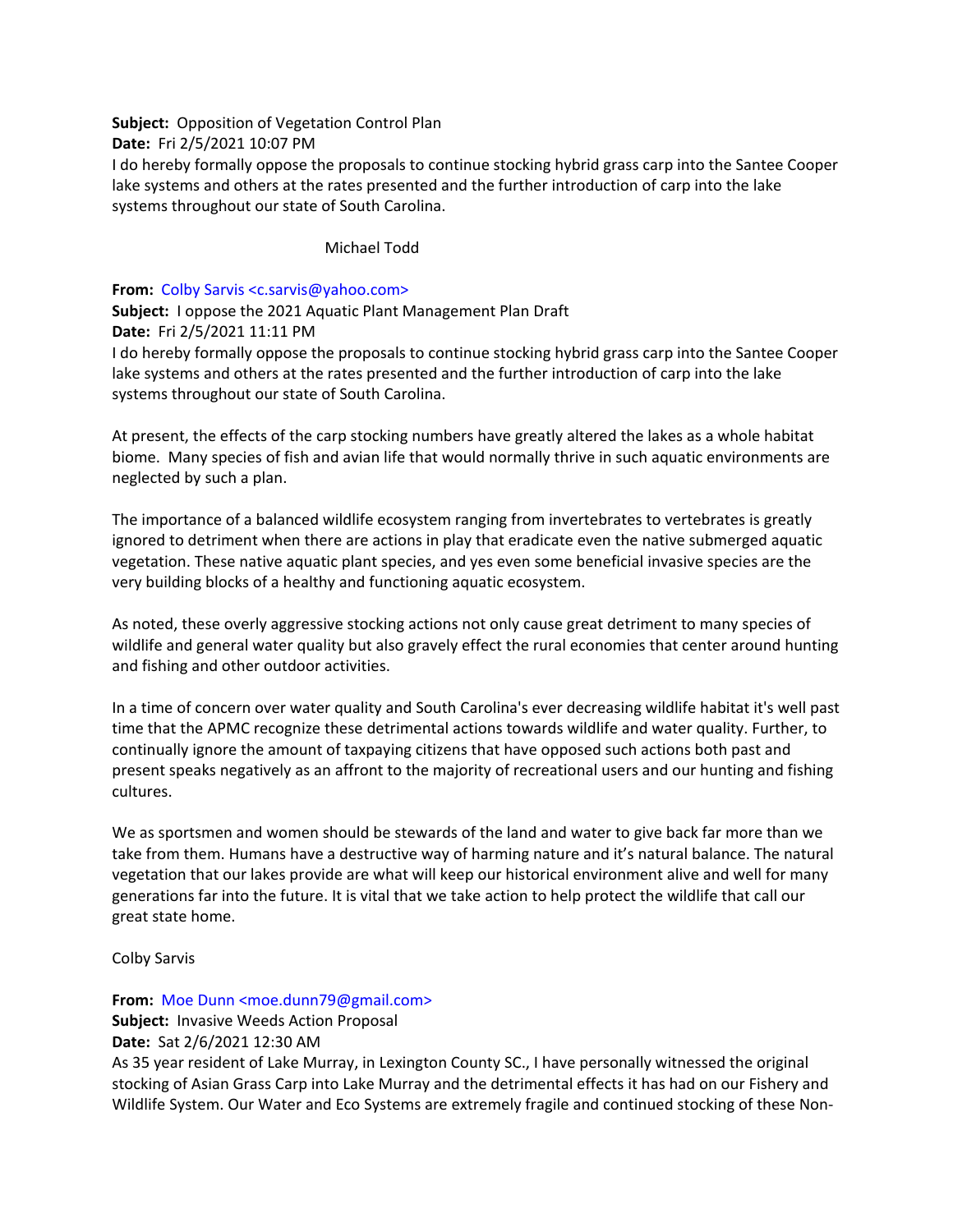**Subject:** Opposition of Vegetation Control Plan

**Date:** Fri 2/5/2021 10:07 PM

I do hereby formally oppose the proposals to continue stocking hybrid grass carp into the Santee Cooper lake systems and others at the rates presented and the further introduction of carp into the lake systems throughout our state of South Carolina.

Michael Todd

**From:** Colby Sarvis <c.sarvis@yahoo.com>

**Subject:** I oppose the 2021 Aquatic Plant Management Plan Draft

**Date:** Fri 2/5/2021 11:11 PM

I do hereby formally oppose the proposals to continue stocking hybrid grass carp into the Santee Cooper lake systems and others at the rates presented and the further introduction of carp into the lake systems throughout our state of South Carolina.

At present, the effects of the carp stocking numbers have greatly altered the lakes as a whole habitat biome. Many species of fish and avian life that would normally thrive in such aquatic environments are neglected by such a plan.

The importance of a balanced wildlife ecosystem ranging from invertebrates to vertebrates is greatly ignored to detriment when there are actions in play that eradicate even the native submerged aquatic vegetation. These native aquatic plant species, and yes even some beneficial invasive species are the very building blocks of a healthy and functioning aquatic ecosystem.

As noted, these overly aggressive stocking actions not only cause great detriment to many species of wildlife and general water quality but also gravely effect the rural economies that center around hunting and fishing and other outdoor activities.

In a time of concern over water quality and South Carolina's ever decreasing wildlife habitat it's well past time that the APMC recognize these detrimental actions towards wildlife and water quality. Further, to continually ignore the amount of taxpaying citizens that have opposed such actions both past and present speaks negatively as an affront to the majority of recreational users and our hunting and fishing cultures.

We as sportsmen and women should be stewards of the land and water to give back far more than we take from them. Humans have a destructive way of harming nature and it's natural balance. The natural vegetation that our lakes provide are what will keep our historical environment alive and well for many generations far into the future. It is vital that we take action to help protect the wildlife that call our great state home.

Colby Sarvis

**From:** Moe Dunn <moe.dunn79@gmail.com>

**Subject:** Invasive Weeds Action Proposal

**Date:** Sat 2/6/2021 12:30 AM

As 35 year resident of Lake Murray, in Lexington County SC., I have personally witnessed the original stocking of Asian Grass Carp into Lake Murray and the detrimental effects it has had on our Fishery and Wildlife System. Our Water and Eco Systems are extremely fragile and continued stocking of these Non-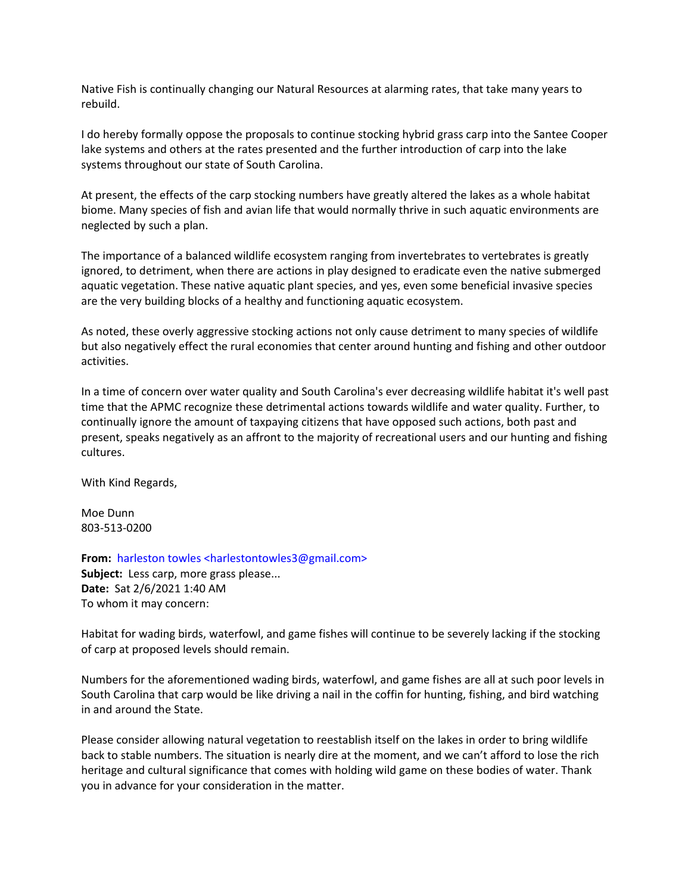Native Fish is continually changing our Natural Resources at alarming rates, that take many years to rebuild.

I do hereby formally oppose the proposals to continue stocking hybrid grass carp into the Santee Cooper lake systems and others at the rates presented and the further introduction of carp into the lake systems throughout our state of South Carolina.

At present, the effects of the carp stocking numbers have greatly altered the lakes as a whole habitat biome. Many species of fish and avian life that would normally thrive in such aquatic environments are neglected by such a plan.

The importance of a balanced wildlife ecosystem ranging from invertebrates to vertebrates is greatly ignored, to detriment, when there are actions in play designed to eradicate even the native submerged aquatic vegetation. These native aquatic plant species, and yes, even some beneficial invasive species are the very building blocks of a healthy and functioning aquatic ecosystem.

As noted, these overly aggressive stocking actions not only cause detriment to many species of wildlife but also negatively effect the rural economies that center around hunting and fishing and other outdoor activities.

In a time of concern over water quality and South Carolina's ever decreasing wildlife habitat it's well past time that the APMC recognize these detrimental actions towards wildlife and water quality. Further, to continually ignore the amount of taxpaying citizens that have opposed such actions, both past and present, speaks negatively as an affront to the majority of recreational users and our hunting and fishing cultures.

With Kind Regards,

Moe Dunn
803-513-0200

**From:** harleston towles <harlestontowles3@gmail.com>
**Subject:** Less carp, more grass please...
**Date:** Sat 2/6/2021 1:40 AM
To whom it may concern:

Habitat for wading birds, waterfowl, and game fishes will continue to be severely lacking if the stocking of carp at proposed levels should remain.

Numbers for the aforementioned wading birds, waterfowl, and game fishes are all at such poor levels in South Carolina that carp would be like driving a nail in the coffin for hunting, fishing, and bird watching in and around the State.

Please consider allowing natural vegetation to reestablish itself on the lakes in order to bring wildlife back to stable numbers. The situation is nearly dire at the moment, and we can't afford to lose the rich heritage and cultural significance that comes with holding wild game on these bodies of water. Thank you in advance for your consideration in the matter.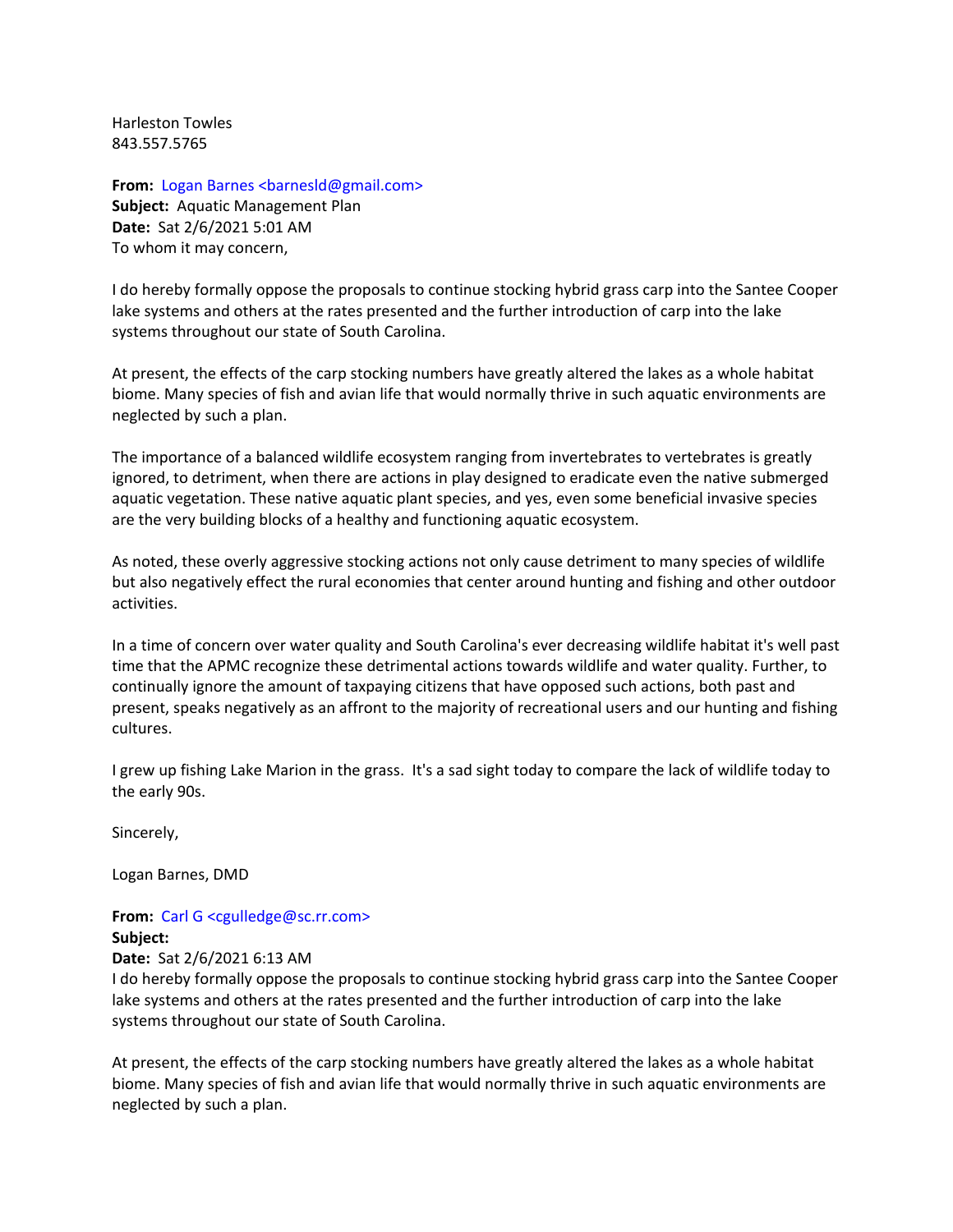Harleston Towles
843.557.5765

**From:** Logan Barnes <barnesld@gmail.com>
**Subject:** Aquatic Management Plan
**Date:** Sat 2/6/2021 5:01 AM
To whom it may concern,

I do hereby formally oppose the proposals to continue stocking hybrid grass carp into the Santee Cooper lake systems and others at the rates presented and the further introduction of carp into the lake systems throughout our state of South Carolina.

At present, the effects of the carp stocking numbers have greatly altered the lakes as a whole habitat biome. Many species of fish and avian life that would normally thrive in such aquatic environments are neglected by such a plan.

The importance of a balanced wildlife ecosystem ranging from invertebrates to vertebrates is greatly ignored, to detriment, when there are actions in play designed to eradicate even the native submerged aquatic vegetation. These native aquatic plant species, and yes, even some beneficial invasive species are the very building blocks of a healthy and functioning aquatic ecosystem.

As noted, these overly aggressive stocking actions not only cause detriment to many species of wildlife but also negatively effect the rural economies that center around hunting and fishing and other outdoor activities.

In a time of concern over water quality and South Carolina's ever decreasing wildlife habitat it's well past time that the APMC recognize these detrimental actions towards wildlife and water quality. Further, to continually ignore the amount of taxpaying citizens that have opposed such actions, both past and present, speaks negatively as an affront to the majority of recreational users and our hunting and fishing cultures.

I grew up fishing Lake Marion in the grass. It's a sad sight today to compare the lack of wildlife today to the early 90s.

Sincerely,

Logan Barnes, DMD

**From:** Carl G <cgulledge@sc.rr.com>
**Subject:**
**Date:** Sat 2/6/2021 6:13 AM
I do hereby formally oppose the proposals to continue stocking hybrid grass carp into the Santee Cooper lake systems and others at the rates presented and the further introduction of carp into the lake systems throughout our state of South Carolina.

At present, the effects of the carp stocking numbers have greatly altered the lakes as a whole habitat biome. Many species of fish and avian life that would normally thrive in such aquatic environments are neglected by such a plan.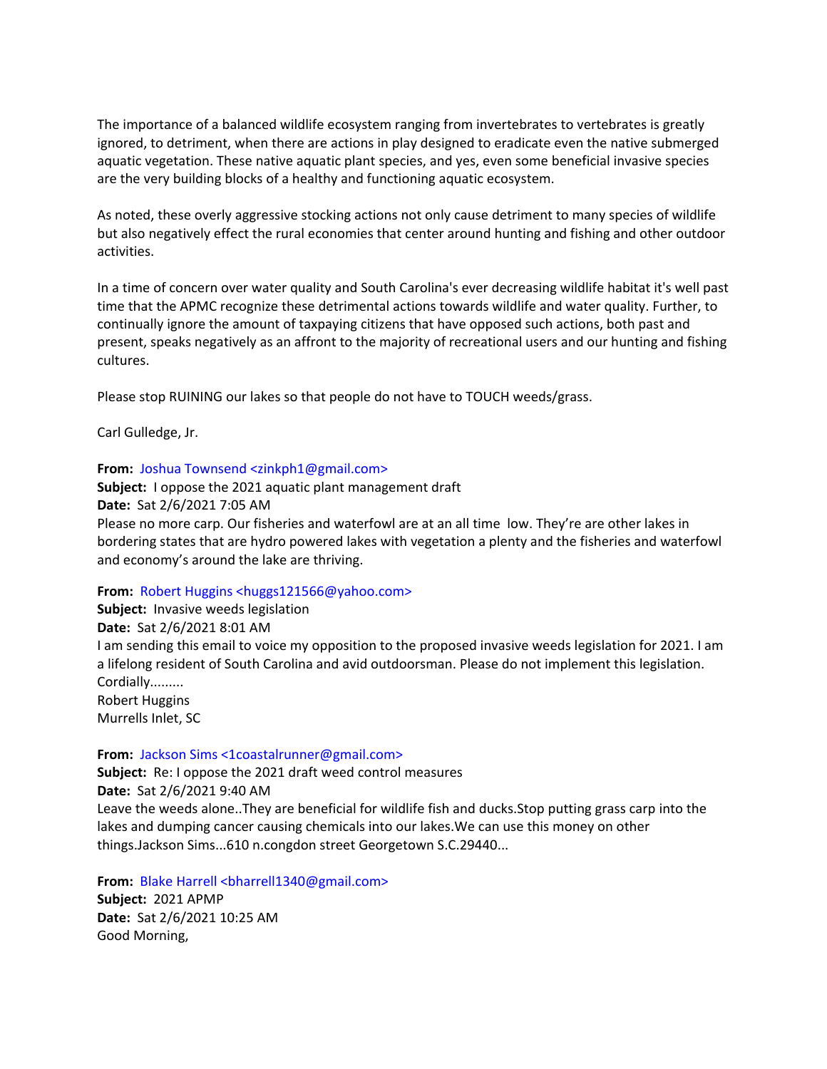The importance of a balanced wildlife ecosystem ranging from invertebrates to vertebrates is greatly ignored, to detriment, when there are actions in play designed to eradicate even the native submerged aquatic vegetation. These native aquatic plant species, and yes, even some beneficial invasive species are the very building blocks of a healthy and functioning aquatic ecosystem.

As noted, these overly aggressive stocking actions not only cause detriment to many species of wildlife but also negatively effect the rural economies that center around hunting and fishing and other outdoor activities.

In a time of concern over water quality and South Carolina's ever decreasing wildlife habitat it's well past time that the APMC recognize these detrimental actions towards wildlife and water quality. Further, to continually ignore the amount of taxpaying citizens that have opposed such actions, both past and present, speaks negatively as an affront to the majority of recreational users and our hunting and fishing cultures.

Please stop RUINING our lakes so that people do not have to TOUCH weeds/grass.

Carl Gulledge, Jr.

**From:** Joshua Townsend <zinkph1@gmail.com>
**Subject:** I oppose the 2021 aquatic plant management draft
**Date:** Sat 2/6/2021 7:05 AM
Please no more carp. Our fisheries and waterfowl are at an all time low. They're are other lakes in bordering states that are hydro powered lakes with vegetation a plenty and the fisheries and waterfowl and economy's around the lake are thriving.

**From:** Robert Huggins <huggs121566@yahoo.com>
**Subject:** Invasive weeds legislation
**Date:** Sat 2/6/2021 8:01 AM
I am sending this email to voice my opposition to the proposed invasive weeds legislation for 2021. I am a lifelong resident of South Carolina and avid outdoorsman. Please do not implement this legislation.
Cordially.........
Robert Huggins
Murrells Inlet, SC

**From:** Jackson Sims <1coastalrunner@gmail.com>
**Subject:** Re: I oppose the 2021 draft weed control measures
**Date:** Sat 2/6/2021 9:40 AM
Leave the weeds alone..They are beneficial for wildlife fish and ducks.Stop putting grass carp into the lakes and dumping cancer causing chemicals into our lakes.We can use this money on other things.Jackson Sims...610 n.congdon street Georgetown S.C.29440...

**From:** Blake Harrell <bharrell1340@gmail.com>
**Subject:** 2021 APMP
**Date:** Sat 2/6/2021 10:25 AM
Good Morning,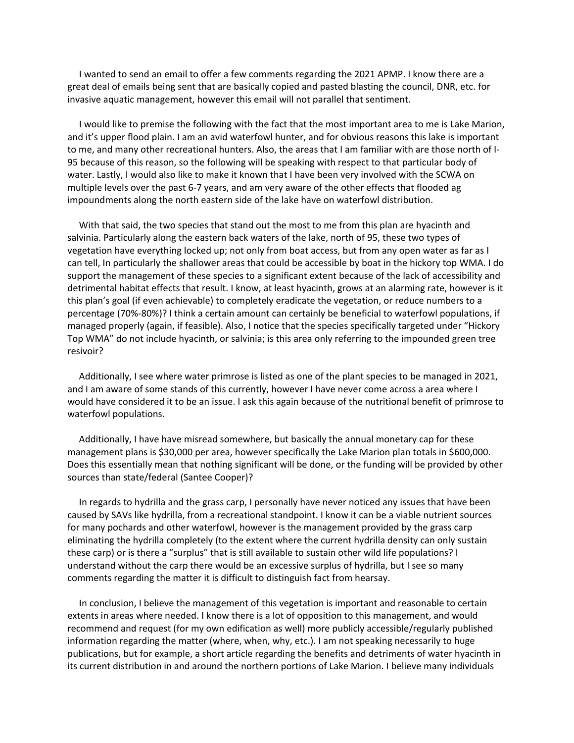I wanted to send an email to offer a few comments regarding the 2021 APMP. I know there are a great deal of emails being sent that are basically copied and pasted blasting the council, DNR, etc. for invasive aquatic management, however this email will not parallel that sentiment.

I would like to premise the following with the fact that the most important area to me is Lake Marion, and it's upper flood plain. I am an avid waterfowl hunter, and for obvious reasons this lake is important to me, and many other recreational hunters. Also, the areas that I am familiar with are those north of I-95 because of this reason, so the following will be speaking with respect to that particular body of water. Lastly, I would also like to make it known that I have been very involved with the SCWA on multiple levels over the past 6-7 years, and am very aware of the other effects that flooded ag impoundments along the north eastern side of the lake have on waterfowl distribution.

With that said, the two species that stand out the most to me from this plan are hyacinth and salvinia. Particularly along the eastern back waters of the lake, north of 95, these two types of vegetation have everything locked up; not only from boat access, but from any open water as far as I can tell, In particularly the shallower areas that could be accessible by boat in the hickory top WMA. I do support the management of these species to a significant extent because of the lack of accessibility and detrimental habitat effects that result. I know, at least hyacinth, grows at an alarming rate, however is it this plan's goal (if even achievable) to completely eradicate the vegetation, or reduce numbers to a percentage (70%-80%)? I think a certain amount can certainly be beneficial to waterfowl populations, if managed properly (again, if feasible). Also, I notice that the species specifically targeted under "Hickory Top WMA" do not include hyacinth, or salvinia; is this area only referring to the impounded green tree resivoir?

Additionally, I see where water primrose is listed as one of the plant species to be managed in 2021, and I am aware of some stands of this currently, however I have never come across a area where I would have considered it to be an issue. I ask this again because of the nutritional benefit of primrose to waterfowl populations.

Additionally, I have have misread somewhere, but basically the annual monetary cap for these management plans is $30,000 per area, however specifically the Lake Marion plan totals in $600,000. Does this essentially mean that nothing significant will be done, or the funding will be provided by other sources than state/federal (Santee Cooper)?

In regards to hydrilla and the grass carp, I personally have never noticed any issues that have been caused by SAVs like hydrilla, from a recreational standpoint. I know it can be a viable nutrient sources for many pochards and other waterfowl, however is the management provided by the grass carp eliminating the hydrilla completely (to the extent where the current hydrilla density can only sustain these carp) or is there a "surplus" that is still available to sustain other wild life populations? I understand without the carp there would be an excessive surplus of hydrilla, but I see so many comments regarding the matter it is difficult to distinguish fact from hearsay.

In conclusion, I believe the management of this vegetation is important and reasonable to certain extents in areas where needed. I know there is a lot of opposition to this management, and would recommend and request (for my own edification as well) more publicly accessible/regularly published information regarding the matter (where, when, why, etc.). I am not speaking necessarily to huge publications, but for example, a short article regarding the benefits and detriments of water hyacinth in its current distribution in and around the northern portions of Lake Marion. I believe many individuals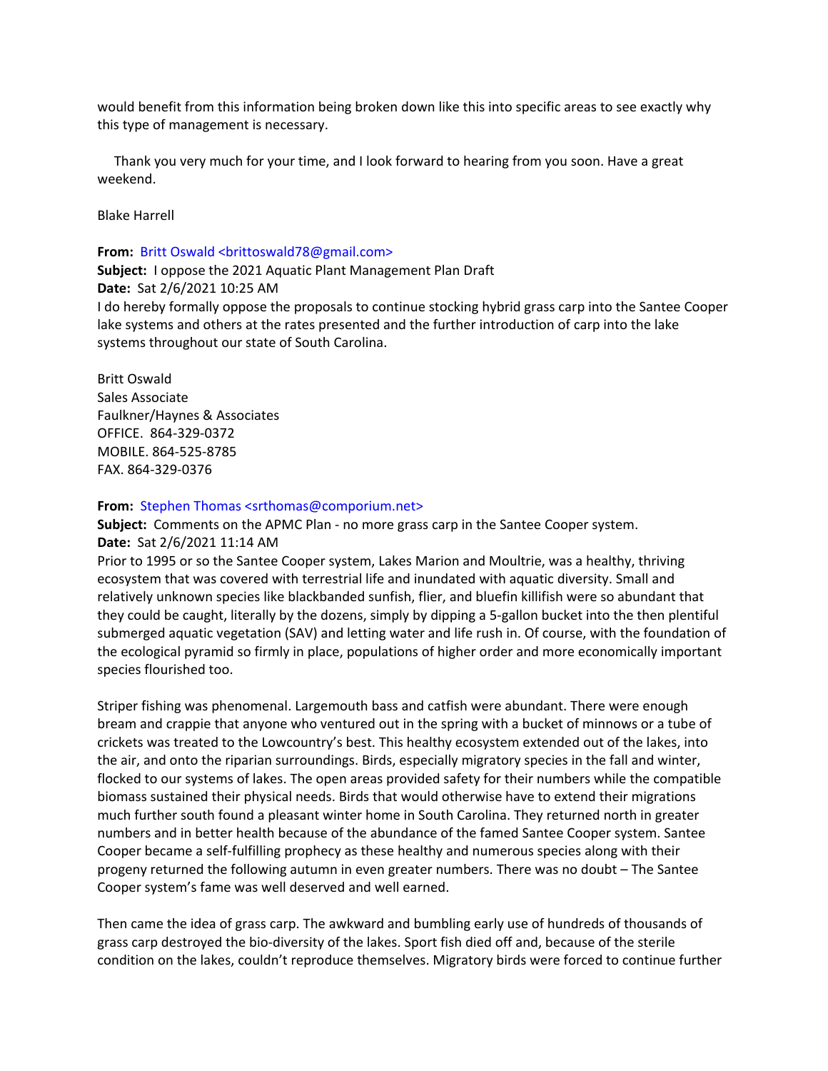would benefit from this information being broken down like this into specific areas to see exactly why this type of management is necessary.

Thank you very much for your time, and I look forward to hearing from you soon. Have a great weekend.

Blake Harrell

**From:** Britt Oswald <brittoswald78@gmail.com>
**Subject:** I oppose the 2021 Aquatic Plant Management Plan Draft
**Date:** Sat 2/6/2021 10:25 AM
I do hereby formally oppose the proposals to continue stocking hybrid grass carp into the Santee Cooper lake systems and others at the rates presented and the further introduction of carp into the lake systems throughout our state of South Carolina.

Britt Oswald
Sales Associate
Faulkner/Haynes & Associates
OFFICE. 864-329-0372
MOBILE. 864-525-8785
FAX. 864-329-0376

**From:** Stephen Thomas <srthomas@comporium.net>
**Subject:** Comments on the APMC Plan - no more grass carp in the Santee Cooper system.
**Date:** Sat 2/6/2021 11:14 AM
Prior to 1995 or so the Santee Cooper system, Lakes Marion and Moultrie, was a healthy, thriving ecosystem that was covered with terrestrial life and inundated with aquatic diversity. Small and relatively unknown species like blackbanded sunfish, flier, and bluefin killifish were so abundant that they could be caught, literally by the dozens, simply by dipping a 5-gallon bucket into the then plentiful submerged aquatic vegetation (SAV) and letting water and life rush in. Of course, with the foundation of the ecological pyramid so firmly in place, populations of higher order and more economically important species flourished too.

Striper fishing was phenomenal. Largemouth bass and catfish were abundant. There were enough bream and crappie that anyone who ventured out in the spring with a bucket of minnows or a tube of crickets was treated to the Lowcountry's best. This healthy ecosystem extended out of the lakes, into the air, and onto the riparian surroundings. Birds, especially migratory species in the fall and winter, flocked to our systems of lakes. The open areas provided safety for their numbers while the compatible biomass sustained their physical needs. Birds that would otherwise have to extend their migrations much further south found a pleasant winter home in South Carolina. They returned north in greater numbers and in better health because of the abundance of the famed Santee Cooper system. Santee Cooper became a self-fulfilling prophecy as these healthy and numerous species along with their progeny returned the following autumn in even greater numbers. There was no doubt – The Santee Cooper system's fame was well deserved and well earned.

Then came the idea of grass carp. The awkward and bumbling early use of hundreds of thousands of grass carp destroyed the bio-diversity of the lakes. Sport fish died off and, because of the sterile condition on the lakes, couldn't reproduce themselves. Migratory birds were forced to continue further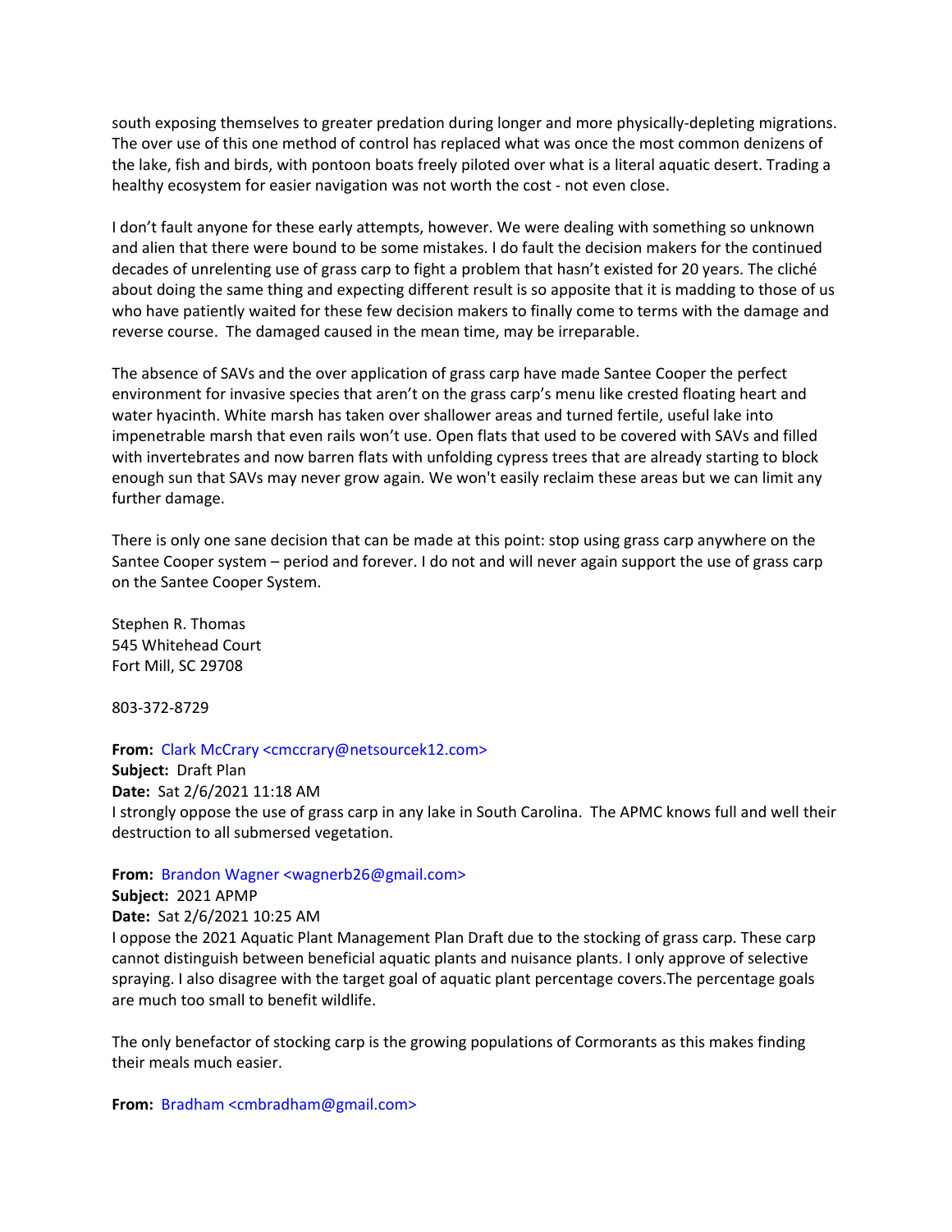south exposing themselves to greater predation during longer and more physically-depleting migrations. The over use of this one method of control has replaced what was once the most common denizens of the lake, fish and birds, with pontoon boats freely piloted over what is a literal aquatic desert. Trading a healthy ecosystem for easier navigation was not worth the cost - not even close.

I don't fault anyone for these early attempts, however. We were dealing with something so unknown and alien that there were bound to be some mistakes. I do fault the decision makers for the continued decades of unrelenting use of grass carp to fight a problem that hasn't existed for 20 years. The cliché about doing the same thing and expecting different result is so apposite that it is madding to those of us who have patiently waited for these few decision makers to finally come to terms with the damage and reverse course. The damaged caused in the mean time, may be irreparable.

The absence of SAVs and the over application of grass carp have made Santee Cooper the perfect environment for invasive species that aren't on the grass carp's menu like crested floating heart and water hyacinth. White marsh has taken over shallower areas and turned fertile, useful lake into impenetrable marsh that even rails won't use. Open flats that used to be covered with SAVs and filled with invertebrates and now barren flats with unfolding cypress trees that are already starting to block enough sun that SAVs may never grow again. We won't easily reclaim these areas but we can limit any further damage.

There is only one sane decision that can be made at this point: stop using grass carp anywhere on the Santee Cooper system – period and forever. I do not and will never again support the use of grass carp on the Santee Cooper System.

Stephen R. Thomas
545 Whitehead Court
Fort Mill, SC 29708

803-372-8729

**From:** Clark McCrary <cmccrary@netsourcek12.com>
**Subject:** Draft Plan
**Date:** Sat 2/6/2021 11:18 AM
I strongly oppose the use of grass carp in any lake in South Carolina. The APMC knows full and well their destruction to all submersed vegetation.

**From:** Brandon Wagner <wagnerb26@gmail.com>
**Subject:** 2021 APMP
**Date:** Sat 2/6/2021 10:25 AM
I oppose the 2021 Aquatic Plant Management Plan Draft due to the stocking of grass carp. These carp cannot distinguish between beneficial aquatic plants and nuisance plants. I only approve of selective spraying. I also disagree with the target goal of aquatic plant percentage covers.The percentage goals are much too small to benefit wildlife.

The only benefactor of stocking carp is the growing populations of Cormorants as this makes finding their meals much easier.

**From:** Bradham <cmbradham@gmail.com>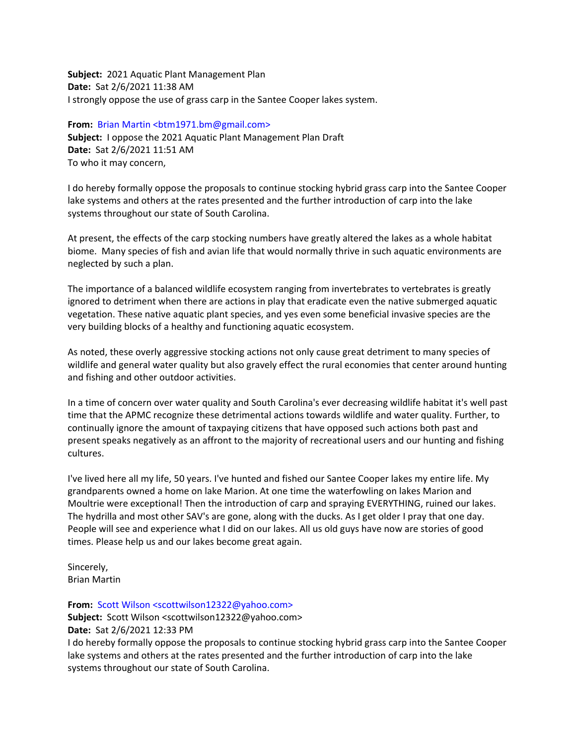**Subject:** 2021 Aquatic Plant Management Plan
**Date:** Sat 2/6/2021 11:38 AM
I strongly oppose the use of grass carp in the Santee Cooper lakes system.

**From:** Brian Martin <btm1971.bm@gmail.com>
**Subject:** I oppose the 2021 Aquatic Plant Management Plan Draft
**Date:** Sat 2/6/2021 11:51 AM
To who it may concern,

I do hereby formally oppose the proposals to continue stocking hybrid grass carp into the Santee Cooper lake systems and others at the rates presented and the further introduction of carp into the lake systems throughout our state of South Carolina.

At present, the effects of the carp stocking numbers have greatly altered the lakes as a whole habitat biome. Many species of fish and avian life that would normally thrive in such aquatic environments are neglected by such a plan.

The importance of a balanced wildlife ecosystem ranging from invertebrates to vertebrates is greatly ignored to detriment when there are actions in play that eradicate even the native submerged aquatic vegetation. These native aquatic plant species, and yes even some beneficial invasive species are the very building blocks of a healthy and functioning aquatic ecosystem.

As noted, these overly aggressive stocking actions not only cause great detriment to many species of wildlife and general water quality but also gravely effect the rural economies that center around hunting and fishing and other outdoor activities.

In a time of concern over water quality and South Carolina's ever decreasing wildlife habitat it's well past time that the APMC recognize these detrimental actions towards wildlife and water quality. Further, to continually ignore the amount of taxpaying citizens that have opposed such actions both past and present speaks negatively as an affront to the majority of recreational users and our hunting and fishing cultures.

I've lived here all my life, 50 years. I've hunted and fished our Santee Cooper lakes my entire life. My grandparents owned a home on lake Marion. At one time the waterfowling on lakes Marion and Moultrie were exceptional! Then the introduction of carp and spraying EVERYTHING, ruined our lakes. The hydrilla and most other SAV's are gone, along with the ducks. As I get older I pray that one day. People will see and experience what I did on our lakes. All us old guys have now are stories of good times. Please help us and our lakes become great again.

Sincerely,
Brian Martin

**From:** Scott Wilson <scottwilson12322@yahoo.com>
**Subject:** Scott Wilson <scottwilson12322@yahoo.com>
**Date:** Sat 2/6/2021 12:33 PM
I do hereby formally oppose the proposals to continue stocking hybrid grass carp into the Santee Cooper lake systems and others at the rates presented and the further introduction of carp into the lake systems throughout our state of South Carolina.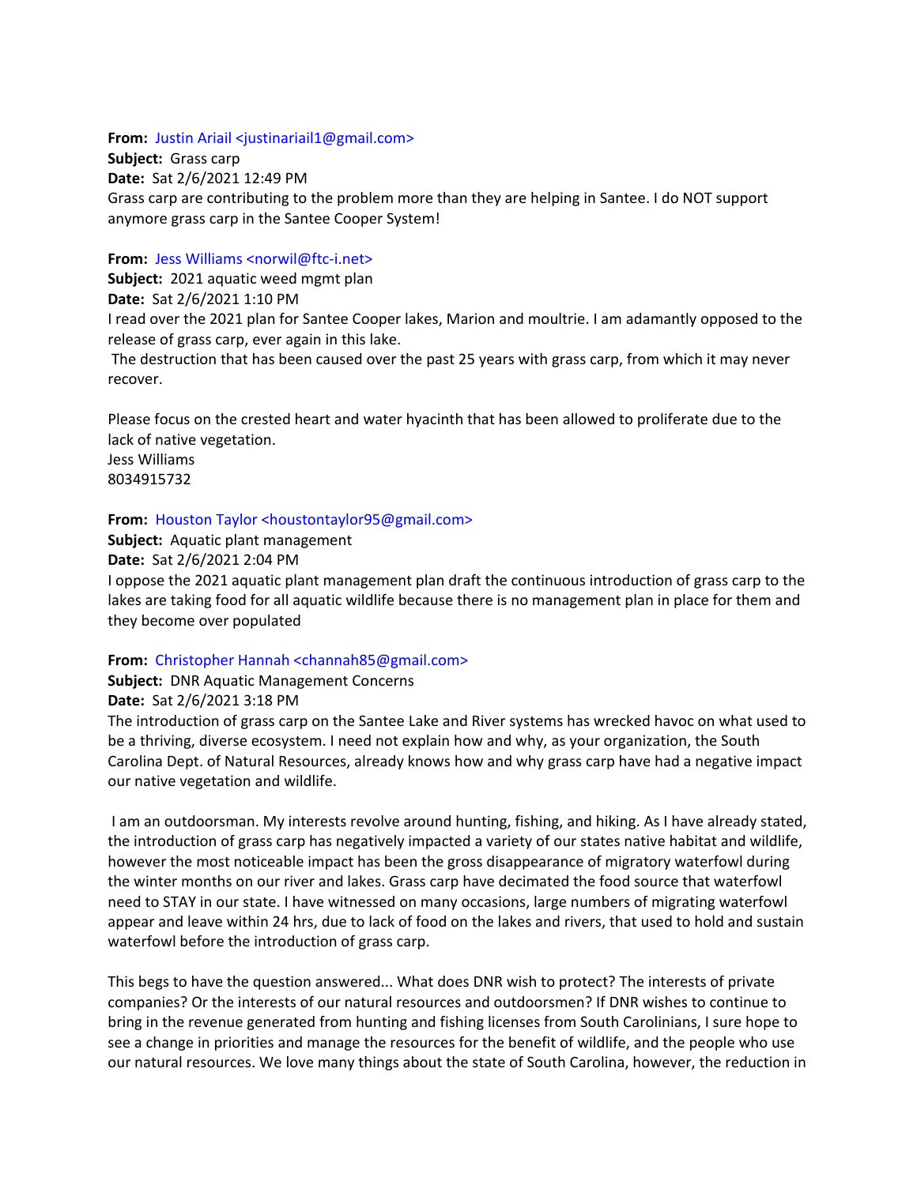**From:** Justin Ariail <justinariail1@gmail.com>
**Subject:** Grass carp
**Date:** Sat 2/6/2021 12:49 PM
Grass carp are contributing to the problem more than they are helping in Santee. I do NOT support anymore grass carp in the Santee Cooper System!

**From:** Jess Williams <norwil@ftc-i.net>
**Subject:** 2021 aquatic weed mgmt plan
**Date:** Sat 2/6/2021 1:10 PM
I read over the 2021 plan for Santee Cooper lakes, Marion and moultrie. I am adamantly opposed to the release of grass carp, ever again in this lake.
The destruction that has been caused over the past 25 years with grass carp, from which it may never recover.

Please focus on the crested heart and water hyacinth that has been allowed to proliferate due to the lack of native vegetation.
Jess Williams
8034915732

**From:** Houston Taylor <houstontaylor95@gmail.com>
**Subject:** Aquatic plant management
**Date:** Sat 2/6/2021 2:04 PM
I oppose the 2021 aquatic plant management plan draft the continuous introduction of grass carp to the lakes are taking food for all aquatic wildlife because there is no management plan in place for them and they become over populated

**From:** Christopher Hannah <channah85@gmail.com>
**Subject:** DNR Aquatic Management Concerns
**Date:** Sat 2/6/2021 3:18 PM
The introduction of grass carp on the Santee Lake and River systems has wrecked havoc on what used to be a thriving, diverse ecosystem. I need not explain how and why, as your organization, the South Carolina Dept. of Natural Resources, already knows how and why grass carp have had a negative impact our native vegetation and wildlife.

I am an outdoorsman. My interests revolve around hunting, fishing, and hiking. As I have already stated, the introduction of grass carp has negatively impacted a variety of our states native habitat and wildlife, however the most noticeable impact has been the gross disappearance of migratory waterfowl during the winter months on our river and lakes. Grass carp have decimated the food source that waterfowl need to STAY in our state. I have witnessed on many occasions, large numbers of migrating waterfowl appear and leave within 24 hrs, due to lack of food on the lakes and rivers, that used to hold and sustain waterfowl before the introduction of grass carp.

This begs to have the question answered... What does DNR wish to protect? The interests of private companies? Or the interests of our natural resources and outdoorsmen? If DNR wishes to continue to bring in the revenue generated from hunting and fishing licenses from South Carolinians, I sure hope to see a change in priorities and manage the resources for the benefit of wildlife, and the people who use our natural resources. We love many things about the state of South Carolina, however, the reduction in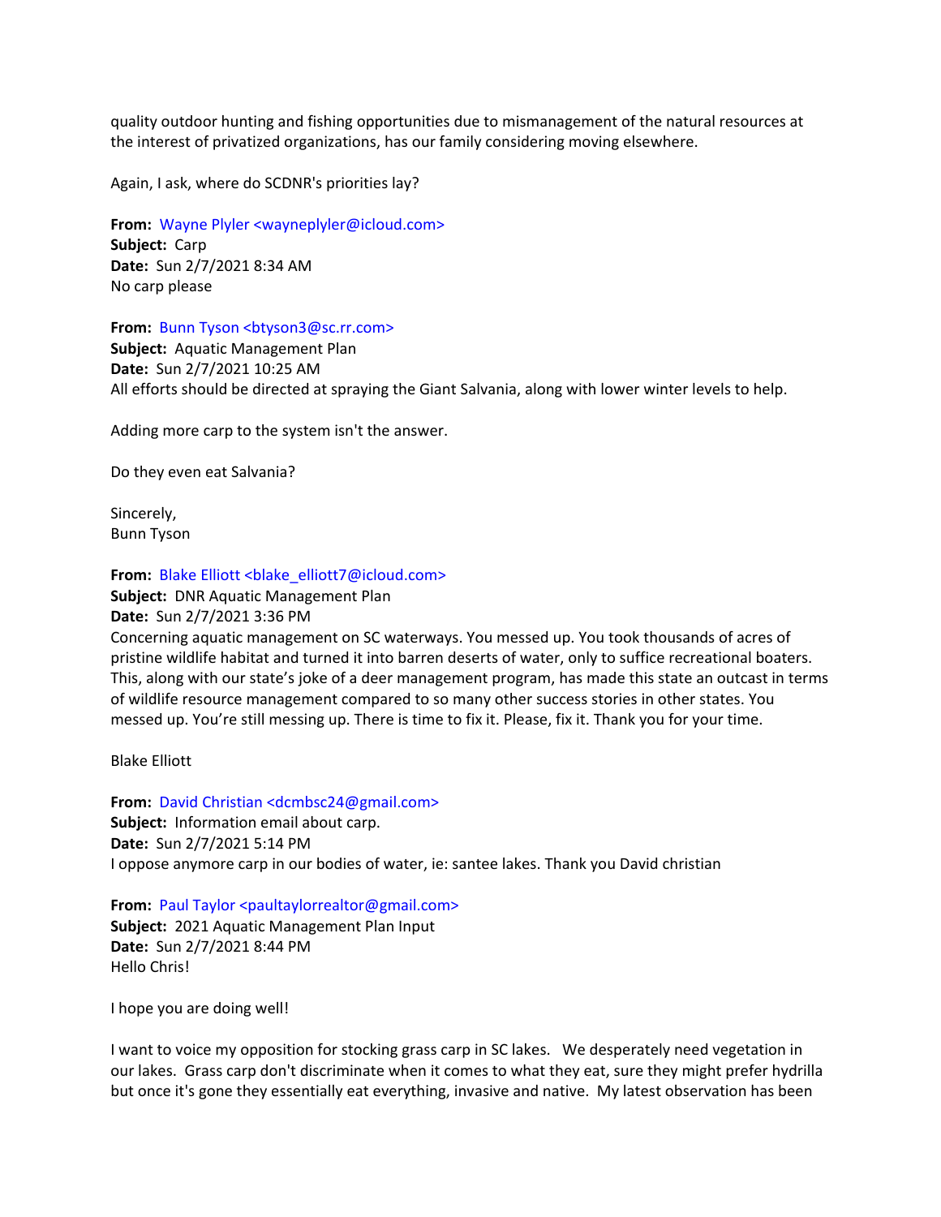quality outdoor hunting and fishing opportunities due to mismanagement of the natural resources at the interest of privatized organizations, has our family considering moving elsewhere.

Again, I ask, where do SCDNR's priorities lay?

**From:** Wayne Plyler <wayneplyler@icloud.com>
**Subject:** Carp
**Date:** Sun 2/7/2021 8:34 AM
No carp please

**From:** Bunn Tyson <btyson3@sc.rr.com>
**Subject:** Aquatic Management Plan
**Date:** Sun 2/7/2021 10:25 AM
All efforts should be directed at spraying the Giant Salvania, along with lower winter levels to help.

Adding more carp to the system isn't the answer.

Do they even eat Salvania?

Sincerely,
Bunn Tyson

**From:** Blake Elliott <blake_elliott7@icloud.com>
**Subject:** DNR Aquatic Management Plan
**Date:** Sun 2/7/2021 3:36 PM
Concerning aquatic management on SC waterways. You messed up. You took thousands of acres of pristine wildlife habitat and turned it into barren deserts of water, only to suffice recreational boaters. This, along with our state's joke of a deer management program, has made this state an outcast in terms of wildlife resource management compared to so many other success stories in other states. You messed up. You're still messing up. There is time to fix it. Please, fix it. Thank you for your time.

Blake Elliott

**From:** David Christian <dcmbsc24@gmail.com>
**Subject:** Information email about carp.
**Date:** Sun 2/7/2021 5:14 PM
I oppose anymore carp in our bodies of water, ie: santee lakes. Thank you David christian

**From:** Paul Taylor <paultaylorrealtor@gmail.com>
**Subject:** 2021 Aquatic Management Plan Input
**Date:** Sun 2/7/2021 8:44 PM
Hello Chris!

I hope you are doing well!

I want to voice my opposition for stocking grass carp in SC lakes. We desperately need vegetation in our lakes. Grass carp don't discriminate when it comes to what they eat, sure they might prefer hydrilla but once it's gone they essentially eat everything, invasive and native. My latest observation has been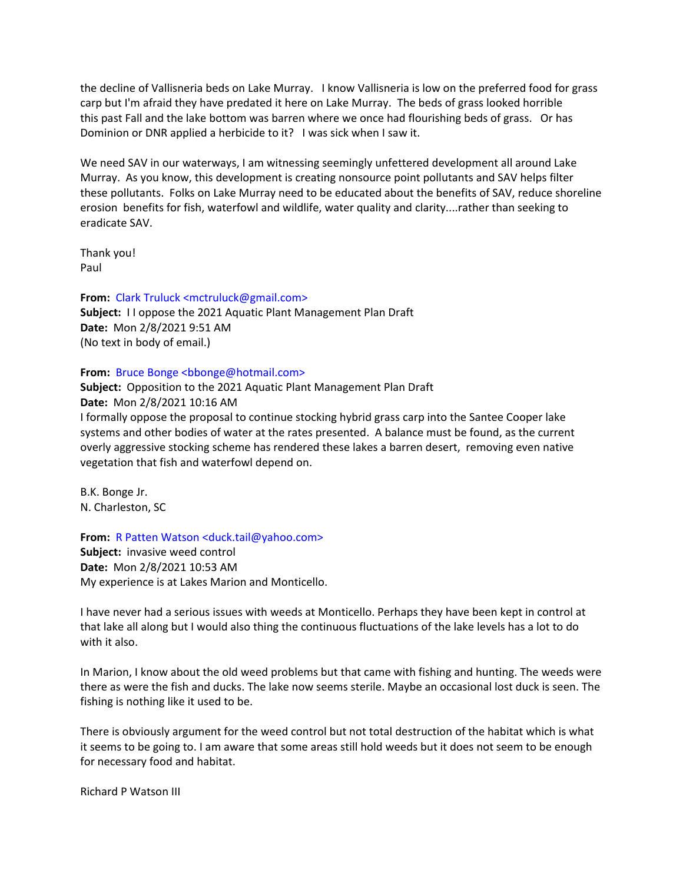the decline of Vallisneria beds on Lake Murray. I know Vallisneria is low on the preferred food for grass carp but I'm afraid they have predated it here on Lake Murray. The beds of grass looked horrible this past Fall and the lake bottom was barren where we once had flourishing beds of grass. Or has Dominion or DNR applied a herbicide to it? I was sick when I saw it.

We need SAV in our waterways, I am witnessing seemingly unfettered development all around Lake Murray. As you know, this development is creating nonsource point pollutants and SAV helps filter these pollutants. Folks on Lake Murray need to be educated about the benefits of SAV, reduce shoreline erosion benefits for fish, waterfowl and wildlife, water quality and clarity....rather than seeking to eradicate SAV.

Thank you!
Paul

**From:** Clark Truluck <mctruluck@gmail.com>
**Subject:** I I oppose the 2021 Aquatic Plant Management Plan Draft
**Date:** Mon 2/8/2021 9:51 AM
(No text in body of email.)

**From:** Bruce Bonge <bbonge@hotmail.com>
**Subject:** Opposition to the 2021 Aquatic Plant Management Plan Draft
**Date:** Mon 2/8/2021 10:16 AM
I formally oppose the proposal to continue stocking hybrid grass carp into the Santee Cooper lake systems and other bodies of water at the rates presented. A balance must be found, as the current overly aggressive stocking scheme has rendered these lakes a barren desert, removing even native vegetation that fish and waterfowl depend on.

B.K. Bonge Jr.
N. Charleston, SC

**From:** R Patten Watson <duck.tail@yahoo.com>
**Subject:** invasive weed control
**Date:** Mon 2/8/2021 10:53 AM
My experience is at Lakes Marion and Monticello.

I have never had a serious issues with weeds at Monticello. Perhaps they have been kept in control at that lake all along but I would also thing the continuous fluctuations of the lake levels has a lot to do with it also.

In Marion, I know about the old weed problems but that came with fishing and hunting. The weeds were there as were the fish and ducks. The lake now seems sterile. Maybe an occasional lost duck is seen. The fishing is nothing like it used to be.

There is obviously argument for the weed control but not total destruction of the habitat which is what it seems to be going to. I am aware that some areas still hold weeds but it does not seem to be enough for necessary food and habitat.

Richard P Watson III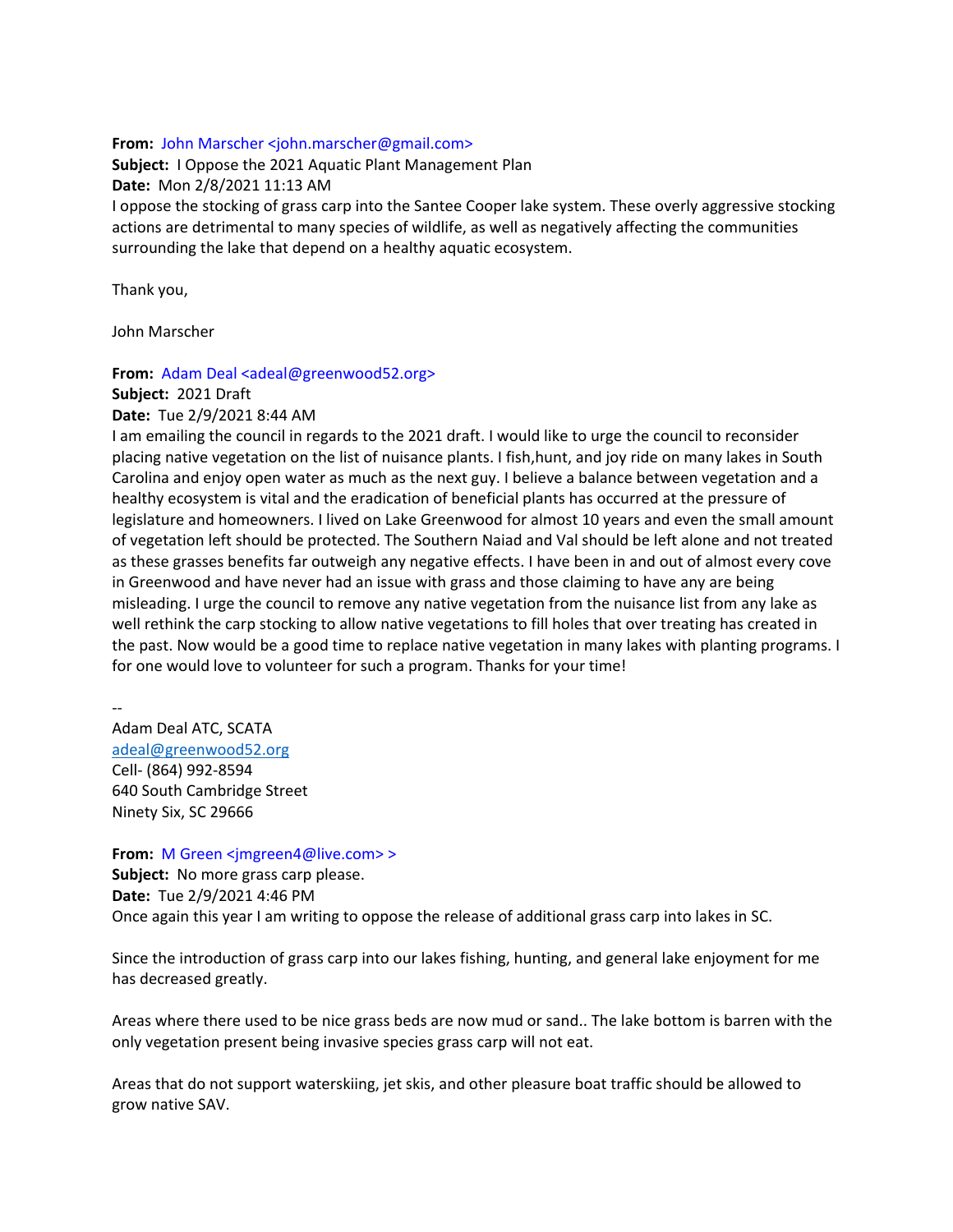**From:** John Marscher <john.marscher@gmail.com>
**Subject:** I Oppose the 2021 Aquatic Plant Management Plan
**Date:** Mon 2/8/2021 11:13 AM

I oppose the stocking of grass carp into the Santee Cooper lake system. These overly aggressive stocking actions are detrimental to many species of wildlife, as well as negatively affecting the communities surrounding the lake that depend on a healthy aquatic ecosystem.

Thank you,

John Marscher

**From:** Adam Deal <adeal@greenwood52.org>
**Subject:** 2021 Draft
**Date:** Tue 2/9/2021 8:44 AM

I am emailing the council in regards to the 2021 draft. I would like to urge the council to reconsider placing native vegetation on the list of nuisance plants. I fish,hunt, and joy ride on many lakes in South Carolina and enjoy open water as much as the next guy. I believe a balance between vegetation and a healthy ecosystem is vital and the eradication of beneficial plants has occurred at the pressure of legislature and homeowners. I lived on Lake Greenwood for almost 10 years and even the small amount of vegetation left should be protected. The Southern Naiad and Val should be left alone and not treated as these grasses benefits far outweigh any negative effects. I have been in and out of almost every cove in Greenwood and have never had an issue with grass and those claiming to have any are being misleading. I urge the council to remove any native vegetation from the nuisance list from any lake as well rethink the carp stocking to allow native vegetations to fill holes that over treating has created in the past. Now would be a good time to replace native vegetation in many lakes with planting programs. I for one would love to volunteer for such a program. Thanks for your time!

--
Adam Deal ATC, SCATA
adeal@greenwood52.org
Cell- (864) 992-8594
640 South Cambridge Street
Ninety Six, SC 29666

**From:** M Green <jmgreen4@live.com> >
**Subject:** No more grass carp please.
**Date:** Tue 2/9/2021 4:46 PM

Once again this year I am writing to oppose the release of additional grass carp into lakes in SC.

Since the introduction of grass carp into our lakes fishing, hunting, and general lake enjoyment for me has decreased greatly.

Areas where there used to be nice grass beds are now mud or sand.. The lake bottom is barren with the only vegetation present being invasive species grass carp will not eat.

Areas that do not support waterskiing, jet skis, and other pleasure boat traffic should be allowed to grow native SAV.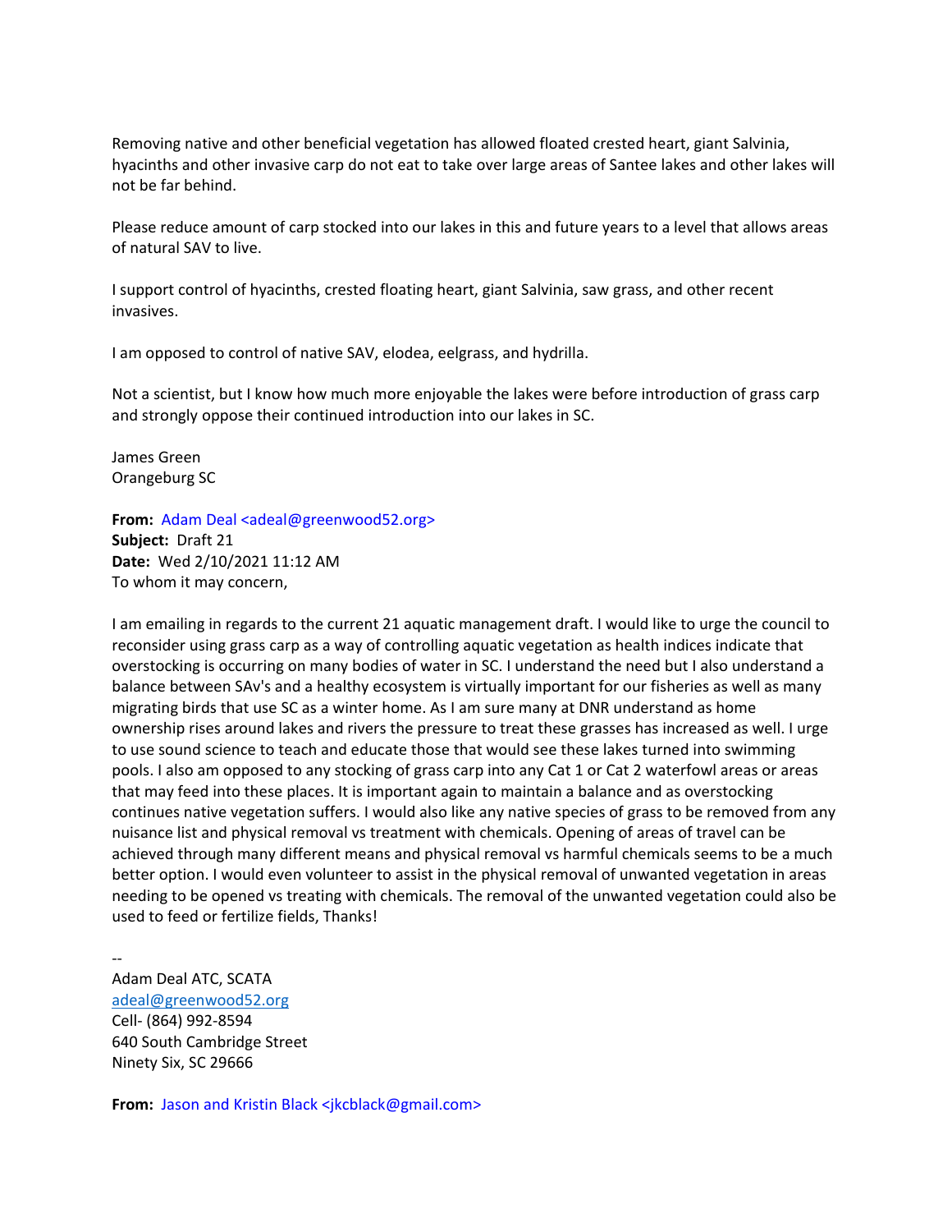Removing native and other beneficial vegetation has allowed floated crested heart, giant Salvinia, hyacinths and other invasive carp do not eat to take over large areas of Santee lakes and other lakes will not be far behind.

Please reduce amount of carp stocked into our lakes in this and future years to a level that allows areas of natural SAV to live.

I support control of hyacinths, crested floating heart, giant Salvinia, saw grass, and other recent invasives.

I am opposed to control of native SAV, elodea, eelgrass, and hydrilla.

Not a scientist, but I know how much more enjoyable the lakes were before introduction of grass carp and strongly oppose their continued introduction into our lakes in SC.

James Green
Orangeburg SC

**From:** Adam Deal <adeal@greenwood52.org>
**Subject:** Draft 21
**Date:** Wed 2/10/2021 11:12 AM
To whom it may concern,

I am emailing in regards to the current 21 aquatic management draft. I would like to urge the council to reconsider using grass carp as a way of controlling aquatic vegetation as health indices indicate that overstocking is occurring on many bodies of water in SC. I understand the need but I also understand a balance between SAv's and a healthy ecosystem is virtually important for our fisheries as well as many migrating birds that use SC as a winter home. As I am sure many at DNR understand as home ownership rises around lakes and rivers the pressure to treat these grasses has increased as well. I urge to use sound science to teach and educate those that would see these lakes turned into swimming pools. I also am opposed to any stocking of grass carp into any Cat 1 or Cat 2 waterfowl areas or areas that may feed into these places. It is important again to maintain a balance and as overstocking continues native vegetation suffers. I would also like any native species of grass to be removed from any nuisance list and physical removal vs treatment with chemicals. Opening of areas of travel can be achieved through many different means and physical removal vs harmful chemicals seems to be a much better option. I would even volunteer to assist in the physical removal of unwanted vegetation in areas needing to be opened vs treating with chemicals. The removal of the unwanted vegetation could also be used to feed or fertilize fields, Thanks!

--
Adam Deal ATC, SCATA
adeal@greenwood52.org
Cell- (864) 992-8594
640 South Cambridge Street
Ninety Six, SC 29666

**From:** Jason and Kristin Black <jkcblack@gmail.com>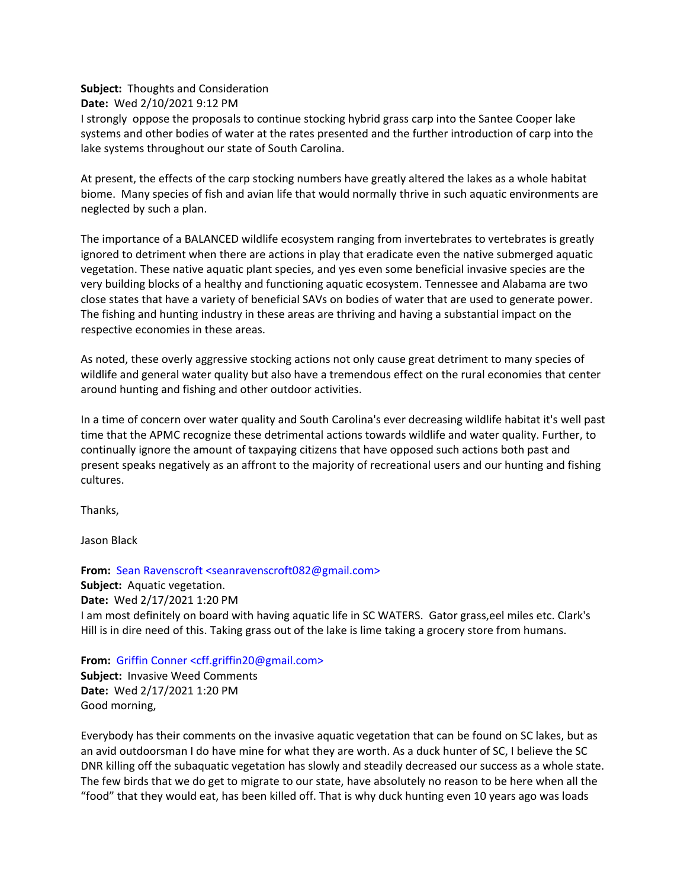**Subject:** Thoughts and Consideration
**Date:** Wed 2/10/2021 9:12 PM
I strongly oppose the proposals to continue stocking hybrid grass carp into the Santee Cooper lake systems and other bodies of water at the rates presented and the further introduction of carp into the lake systems throughout our state of South Carolina.

At present, the effects of the carp stocking numbers have greatly altered the lakes as a whole habitat biome. Many species of fish and avian life that would normally thrive in such aquatic environments are neglected by such a plan.

The importance of a BALANCED wildlife ecosystem ranging from invertebrates to vertebrates is greatly ignored to detriment when there are actions in play that eradicate even the native submerged aquatic vegetation. These native aquatic plant species, and yes even some beneficial invasive species are the very building blocks of a healthy and functioning aquatic ecosystem. Tennessee and Alabama are two close states that have a variety of beneficial SAVs on bodies of water that are used to generate power. The fishing and hunting industry in these areas are thriving and having a substantial impact on the respective economies in these areas.

As noted, these overly aggressive stocking actions not only cause great detriment to many species of wildlife and general water quality but also have a tremendous effect on the rural economies that center around hunting and fishing and other outdoor activities.

In a time of concern over water quality and South Carolina's ever decreasing wildlife habitat it's well past time that the APMC recognize these detrimental actions towards wildlife and water quality. Further, to continually ignore the amount of taxpaying citizens that have opposed such actions both past and present speaks negatively as an affront to the majority of recreational users and our hunting and fishing cultures.

Thanks,

Jason Black

**From:** Sean Ravenscroft <seanravenscroft082@gmail.com>
**Subject:** Aquatic vegetation.
**Date:** Wed 2/17/2021 1:20 PM
I am most definitely on board with having aquatic life in SC WATERS. Gator grass,eel miles etc. Clark's Hill is in dire need of this. Taking grass out of the lake is lime taking a grocery store from humans.

**From:** Griffin Conner <cff.griffin20@gmail.com>
**Subject:** Invasive Weed Comments
**Date:** Wed 2/17/2021 1:20 PM
Good morning,

Everybody has their comments on the invasive aquatic vegetation that can be found on SC lakes, but as an avid outdoorsman I do have mine for what they are worth. As a duck hunter of SC, I believe the SC DNR killing off the subaquatic vegetation has slowly and steadily decreased our success as a whole state. The few birds that we do get to migrate to our state, have absolutely no reason to be here when all the "food" that they would eat, has been killed off. That is why duck hunting even 10 years ago was loads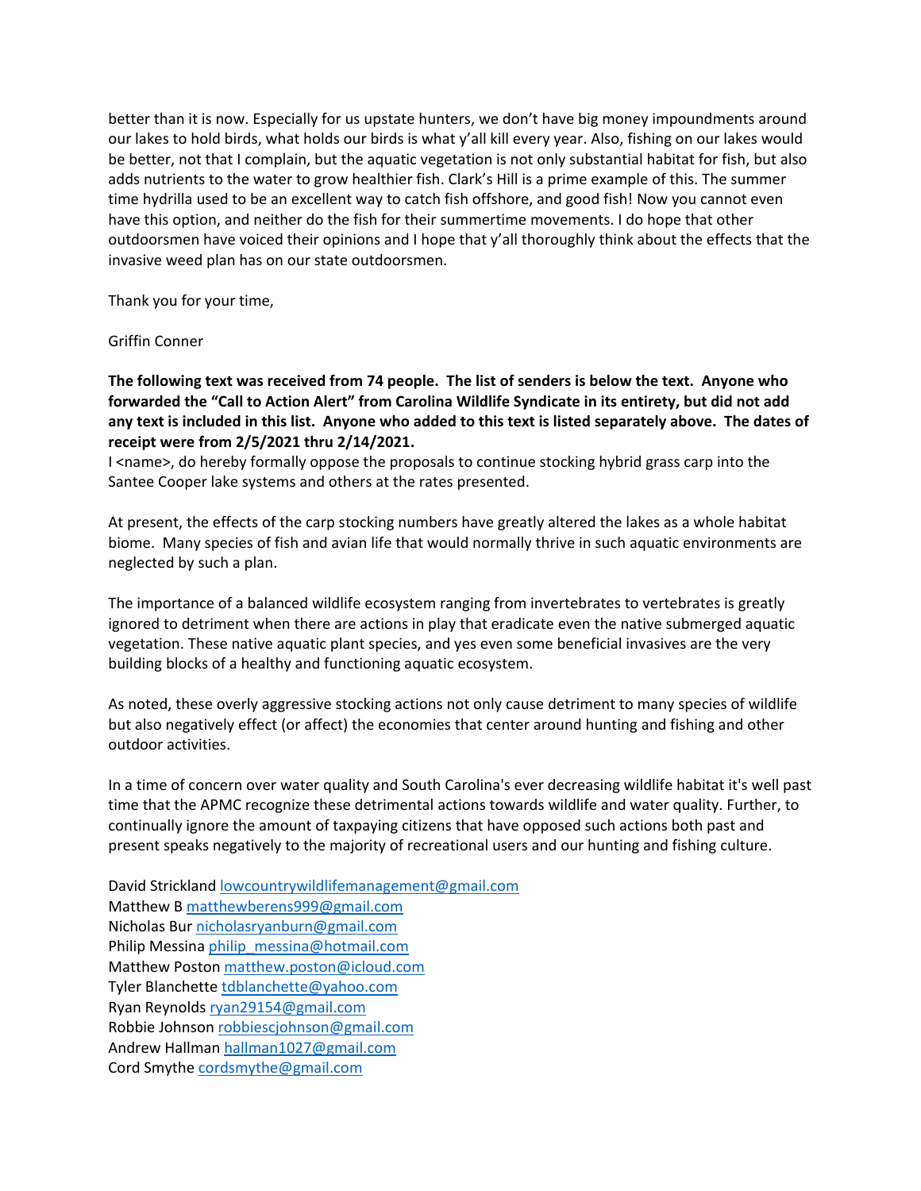better than it is now. Especially for us upstate hunters, we don't have big money impoundments around our lakes to hold birds, what holds our birds is what y'all kill every year. Also, fishing on our lakes would be better, not that I complain, but the aquatic vegetation is not only substantial habitat for fish, but also adds nutrients to the water to grow healthier fish. Clark's Hill is a prime example of this. The summer time hydrilla used to be an excellent way to catch fish offshore, and good fish! Now you cannot even have this option, and neither do the fish for their summertime movements. I do hope that other outdoorsmen have voiced their opinions and I hope that y'all thoroughly think about the effects that the invasive weed plan has on our state outdoorsmen.

Thank you for your time,

Griffin Conner

**The following text was received from 74 people. The list of senders is below the text. Anyone who forwarded the "Call to Action Alert" from Carolina Wildlife Syndicate in its entirety, but did not add any text is included in this list. Anyone who added to this text is listed separately above. The dates of receipt were from 2/5/2021 thru 2/14/2021.**

I <name>, do hereby formally oppose the proposals to continue stocking hybrid grass carp into the Santee Cooper lake systems and others at the rates presented.

At present, the effects of the carp stocking numbers have greatly altered the lakes as a whole habitat biome. Many species of fish and avian life that would normally thrive in such aquatic environments are neglected by such a plan.

The importance of a balanced wildlife ecosystem ranging from invertebrates to vertebrates is greatly ignored to detriment when there are actions in play that eradicate even the native submerged aquatic vegetation. These native aquatic plant species, and yes even some beneficial invasives are the very building blocks of a healthy and functioning aquatic ecosystem.

As noted, these overly aggressive stocking actions not only cause detriment to many species of wildlife but also negatively effect (or affect) the economies that center around hunting and fishing and other outdoor activities.

In a time of concern over water quality and South Carolina's ever decreasing wildlife habitat it's well past time that the APMC recognize these detrimental actions towards wildlife and water quality. Further, to continually ignore the amount of taxpaying citizens that have opposed such actions both past and present speaks negatively to the majority of recreational users and our hunting and fishing culture.

David Strickland lowcountrywildlifemanagement@gmail.com
Matthew B matthewberens999@gmail.com
Nicholas Bur nicholasryanburn@gmail.com
Philip Messina philip_messina@hotmail.com
Matthew Poston matthew.poston@icloud.com
Tyler Blanchette tdblanchette@yahoo.com
Ryan Reynolds ryan29154@gmail.com
Robbie Johnson robbiescjohnson@gmail.com
Andrew Hallman hallman1027@gmail.com
Cord Smythe cordsmythe@gmail.com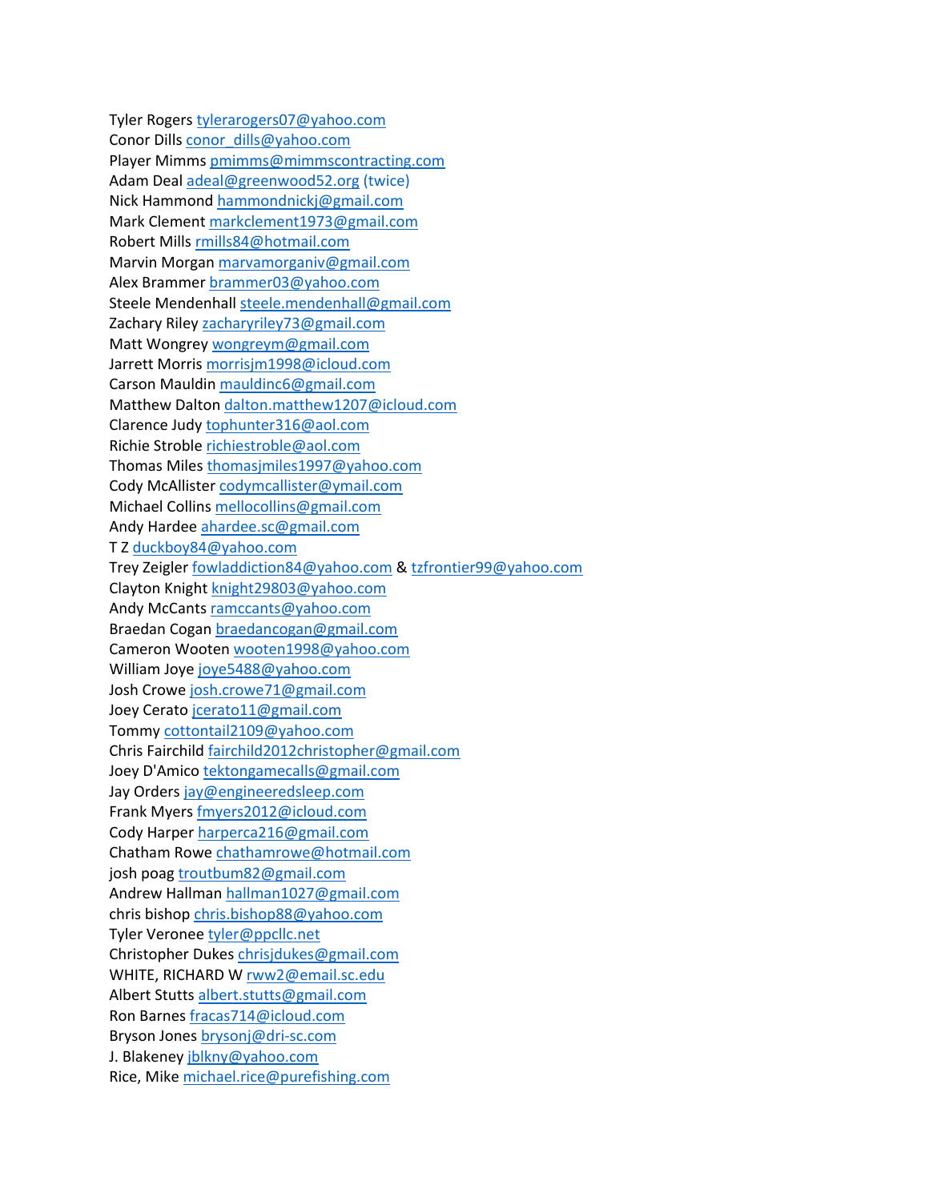Tyler Rogers tylerarogers07@yahoo.com
Conor Dills conor_dills@yahoo.com
Player Mimms pmimms@mimmscontracting.com
Adam Deal adeal@greenwood52.org (twice)
Nick Hammond hammondnickj@gmail.com
Mark Clement markclement1973@gmail.com
Robert Mills rmills84@hotmail.com
Marvin Morgan marvamorganiv@gmail.com
Alex Brammer brammer03@yahoo.com
Steele Mendenhall steele.mendenhall@gmail.com
Zachary Riley zacharyriley73@gmail.com
Matt Wongrey wongreym@gmail.com
Jarrett Morris morrisjm1998@icloud.com
Carson Mauldin mauldinc6@gmail.com
Matthew Dalton dalton.matthew1207@icloud.com
Clarence Judy tophunter316@aol.com
Richie Stroble richiestroble@aol.com
Thomas Miles thomasjmiles1997@yahoo.com
Cody McAllister codymcallister@ymail.com
Michael Collins mellocollins@gmail.com
Andy Hardee ahardee.sc@gmail.com
T Z duckboy84@yahoo.com
Trey Zeigler fowladdiction84@yahoo.com & tzfrontier99@yahoo.com
Clayton Knight knight29803@yahoo.com
Andy McCants ramccants@yahoo.com
Braedan Cogan braedancogan@gmail.com
Cameron Wooten wooten1998@yahoo.com
William Joye joye5488@yahoo.com
Josh Crowe josh.crowe71@gmail.com
Joey Cerato jcerato11@gmail.com
Tommy cottontail2109@yahoo.com
Chris Fairchild fairchild2012christopher@gmail.com
Joey D'Amico tektongamecalls@gmail.com
Jay Orders jay@engineeredsleep.com
Frank Myers fmyers2012@icloud.com
Cody Harper harperca216@gmail.com
Chatham Rowe chathamrowe@hotmail.com
josh poag troutbum82@gmail.com
Andrew Hallman hallman1027@gmail.com
chris bishop chris.bishop88@yahoo.com
Tyler Veronee tyler@ppcllc.net
Christopher Dukes chrisjdukes@gmail.com
WHITE, RICHARD W rww2@email.sc.edu
Albert Stutts albert.stutts@gmail.com
Ron Barnes fracas714@icloud.com
Bryson Jones brysonj@dri-sc.com
J. Blakeney jblkny@yahoo.com
Rice, Mike michael.rice@purefishing.com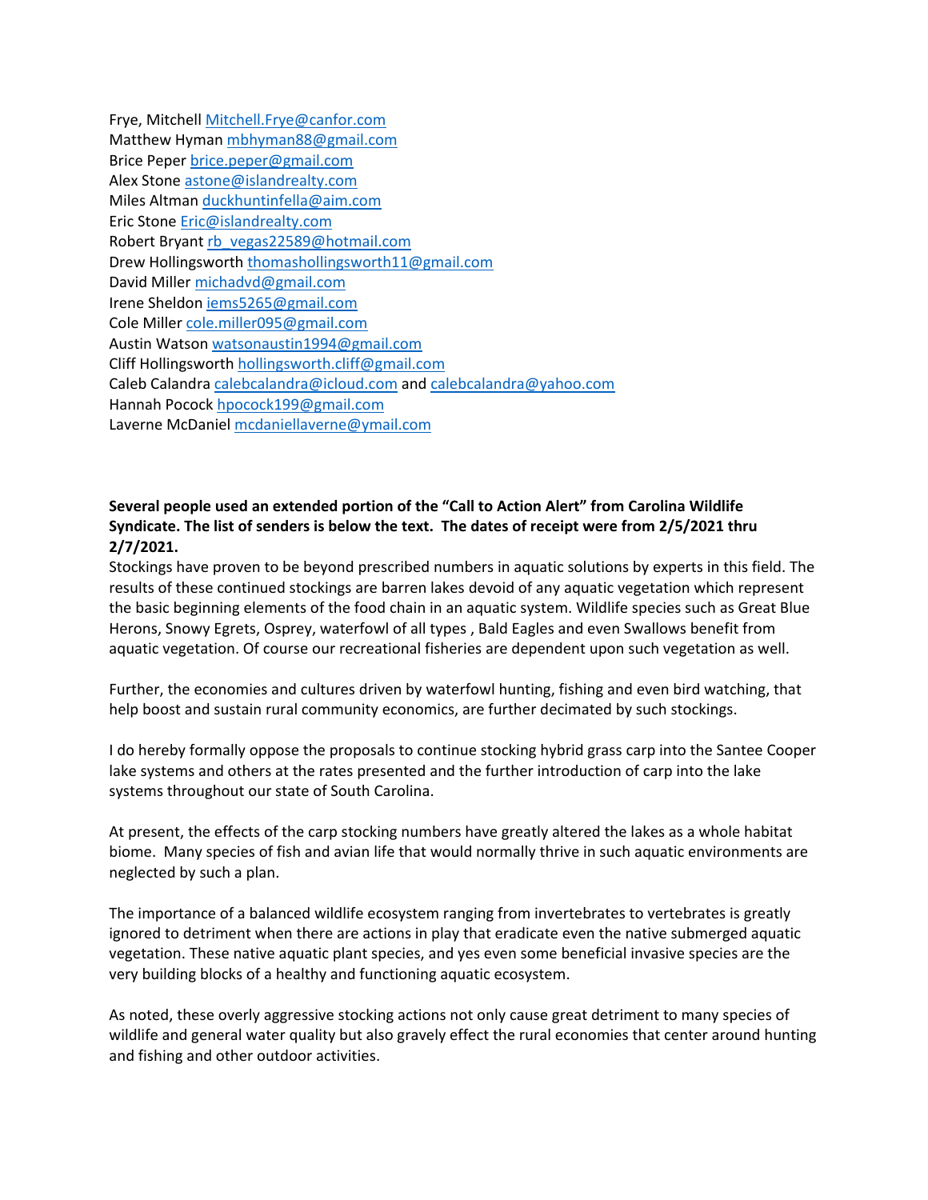Frye, Mitchell Mitchell.Frye@canfor.com
Matthew Hyman mbhyman88@gmail.com
Brice Peper brice.peper@gmail.com
Alex Stone astone@islandrealty.com
Miles Altman duckhuntinfella@aim.com
Eric Stone Eric@islandrealty.com
Robert Bryant rb_vegas22589@hotmail.com
Drew Hollingsworth thomashollingsworth11@gmail.com
David Miller michadvd@gmail.com
Irene Sheldon iems5265@gmail.com
Cole Miller cole.miller095@gmail.com
Austin Watson watsonaustin1994@gmail.com
Cliff Hollingsworth hollingsworth.cliff@gmail.com
Caleb Calandra calebcalandra@icloud.com and calebcalandra@yahoo.com
Hannah Pocock hpocock199@gmail.com
Laverne McDaniel mcdaniellaverne@ymail.com

**Several people used an extended portion of the "Call to Action Alert" from Carolina Wildlife Syndicate. The list of senders is below the text. The dates of receipt were from 2/5/2021 thru 2/7/2021.**

Stockings have proven to be beyond prescribed numbers in aquatic solutions by experts in this field. The results of these continued stockings are barren lakes devoid of any aquatic vegetation which represent the basic beginning elements of the food chain in an aquatic system. Wildlife species such as Great Blue Herons, Snowy Egrets, Osprey, waterfowl of all types , Bald Eagles and even Swallows benefit from aquatic vegetation. Of course our recreational fisheries are dependent upon such vegetation as well.

Further, the economies and cultures driven by waterfowl hunting, fishing and even bird watching, that help boost and sustain rural community economics, are further decimated by such stockings.

I do hereby formally oppose the proposals to continue stocking hybrid grass carp into the Santee Cooper lake systems and others at the rates presented and the further introduction of carp into the lake systems throughout our state of South Carolina.

At present, the effects of the carp stocking numbers have greatly altered the lakes as a whole habitat biome. Many species of fish and avian life that would normally thrive in such aquatic environments are neglected by such a plan.

The importance of a balanced wildlife ecosystem ranging from invertebrates to vertebrates is greatly ignored to detriment when there are actions in play that eradicate even the native submerged aquatic vegetation. These native aquatic plant species, and yes even some beneficial invasive species are the very building blocks of a healthy and functioning aquatic ecosystem.

As noted, these overly aggressive stocking actions not only cause great detriment to many species of wildlife and general water quality but also gravely effect the rural economies that center around hunting and fishing and other outdoor activities.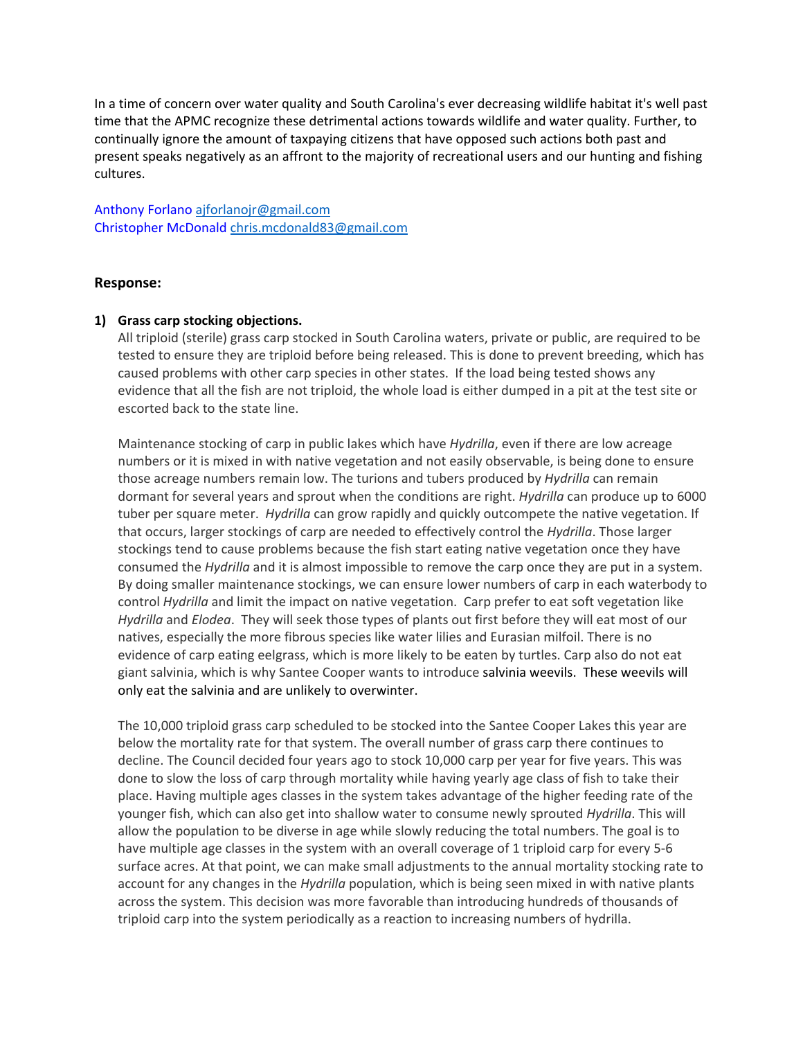In a time of concern over water quality and South Carolina's ever decreasing wildlife habitat it's well past time that the APMC recognize these detrimental actions towards wildlife and water quality. Further, to continually ignore the amount of taxpaying citizens that have opposed such actions both past and present speaks negatively as an affront to the majority of recreational users and our hunting and fishing cultures.

Anthony Forlano ajforlanojr@gmail.com
Christopher McDonald chris.mcdonald83@gmail.com

### Response:

1) **Grass carp stocking objections.**

All triploid (sterile) grass carp stocked in South Carolina waters, private or public, are required to be tested to ensure they are triploid before being released. This is done to prevent breeding, which has caused problems with other carp species in other states. If the load being tested shows any evidence that all the fish are not triploid, the whole load is either dumped in a pit at the test site or escorted back to the state line.

Maintenance stocking of carp in public lakes which have *Hydrilla*, even if there are low acreage numbers or it is mixed in with native vegetation and not easily observable, is being done to ensure those acreage numbers remain low. The turions and tubers produced by *Hydrilla* can remain dormant for several years and sprout when the conditions are right. *Hydrilla* can produce up to 6000 tuber per square meter. *Hydrilla* can grow rapidly and quickly outcompete the native vegetation. If that occurs, larger stockings of carp are needed to effectively control the *Hydrilla*. Those larger stockings tend to cause problems because the fish start eating native vegetation once they have consumed the *Hydrilla* and it is almost impossible to remove the carp once they are put in a system. By doing smaller maintenance stockings, we can ensure lower numbers of carp in each waterbody to control *Hydrilla* and limit the impact on native vegetation. Carp prefer to eat soft vegetation like *Hydrilla* and *Elodea*. They will seek those types of plants out first before they will eat most of our natives, especially the more fibrous species like water lilies and Eurasian milfoil. There is no evidence of carp eating eelgrass, which is more likely to be eaten by turtles. Carp also do not eat giant salvinia, which is why Santee Cooper wants to introduce salvinia weevils. These weevils will only eat the salvinia and are unlikely to overwinter.

The 10,000 triploid grass carp scheduled to be stocked into the Santee Cooper Lakes this year are below the mortality rate for that system. The overall number of grass carp there continues to decline. The Council decided four years ago to stock 10,000 carp per year for five years. This was done to slow the loss of carp through mortality while having yearly age class of fish to take their place. Having multiple ages classes in the system takes advantage of the higher feeding rate of the younger fish, which can also get into shallow water to consume newly sprouted *Hydrilla*. This will allow the population to be diverse in age while slowly reducing the total numbers. The goal is to have multiple age classes in the system with an overall coverage of 1 triploid carp for every 5-6 surface acres. At that point, we can make small adjustments to the annual mortality stocking rate to account for any changes in the *Hydrilla* population, which is being seen mixed in with native plants across the system. This decision was more favorable than introducing hundreds of thousands of triploid carp into the system periodically as a reaction to increasing numbers of hydrilla.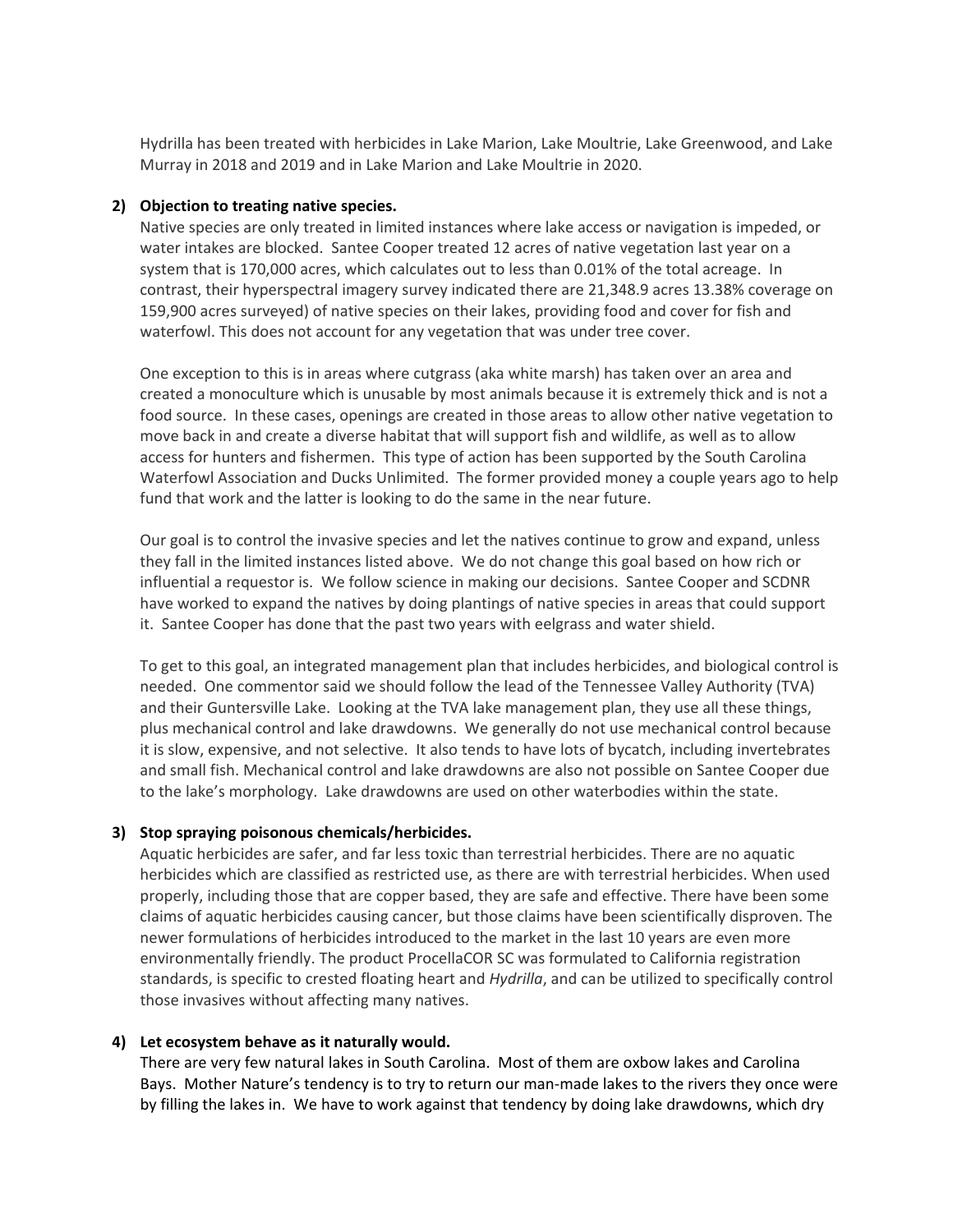Hydrilla has been treated with herbicides in Lake Marion, Lake Moultrie, Lake Greenwood, and Lake Murray in 2018 and 2019 and in Lake Marion and Lake Moultrie in 2020.

2) **Objection to treating native species.**

   Native species are only treated in limited instances where lake access or navigation is impeded, or water intakes are blocked. Santee Cooper treated 12 acres of native vegetation last year on a system that is 170,000 acres, which calculates out to less than 0.01% of the total acreage. In contrast, their hyperspectral imagery survey indicated there are 21,348.9 acres 13.38% coverage on 159,900 acres surveyed) of native species on their lakes, providing food and cover for fish and waterfowl. This does not account for any vegetation that was under tree cover.

   One exception to this is in areas where cutgrass (aka white marsh) has taken over an area and created a monoculture which is unusable by most animals because it is extremely thick and is not a food source. In these cases, openings are created in those areas to allow other native vegetation to move back in and create a diverse habitat that will support fish and wildlife, as well as to allow access for hunters and fishermen. This type of action has been supported by the South Carolina Waterfowl Association and Ducks Unlimited. The former provided money a couple years ago to help fund that work and the latter is looking to do the same in the near future.

   Our goal is to control the invasive species and let the natives continue to grow and expand, unless they fall in the limited instances listed above. We do not change this goal based on how rich or influential a requestor is. We follow science in making our decisions. Santee Cooper and SCDNR have worked to expand the natives by doing plantings of native species in areas that could support it. Santee Cooper has done that the past two years with eelgrass and water shield.

   To get to this goal, an integrated management plan that includes herbicides, and biological control is needed. One commentor said we should follow the lead of the Tennessee Valley Authority (TVA) and their Guntersville Lake. Looking at the TVA lake management plan, they use all these things, plus mechanical control and lake drawdowns. We generally do not use mechanical control because it is slow, expensive, and not selective. It also tends to have lots of bycatch, including invertebrates and small fish. Mechanical control and lake drawdowns are also not possible on Santee Cooper due to the lake's morphology. Lake drawdowns are used on other waterbodies within the state.

3) **Stop spraying poisonous chemicals/herbicides.**

   Aquatic herbicides are safer, and far less toxic than terrestrial herbicides. There are no aquatic herbicides which are classified as restricted use, as there are with terrestrial herbicides. When used properly, including those that are copper based, they are safe and effective. There have been some claims of aquatic herbicides causing cancer, but those claims have been scientifically disproven. The newer formulations of herbicides introduced to the market in the last 10 years are even more environmentally friendly. The product ProcellaCOR SC was formulated to California registration standards, is specific to crested floating heart and *Hydrilla*, and can be utilized to specifically control those invasives without affecting many natives.

4) **Let ecosystem behave as it naturally would.**

   There are very few natural lakes in South Carolina. Most of them are oxbow lakes and Carolina Bays. Mother Nature's tendency is to try to return our man-made lakes to the rivers they once were by filling the lakes in. We have to work against that tendency by doing lake drawdowns, which dry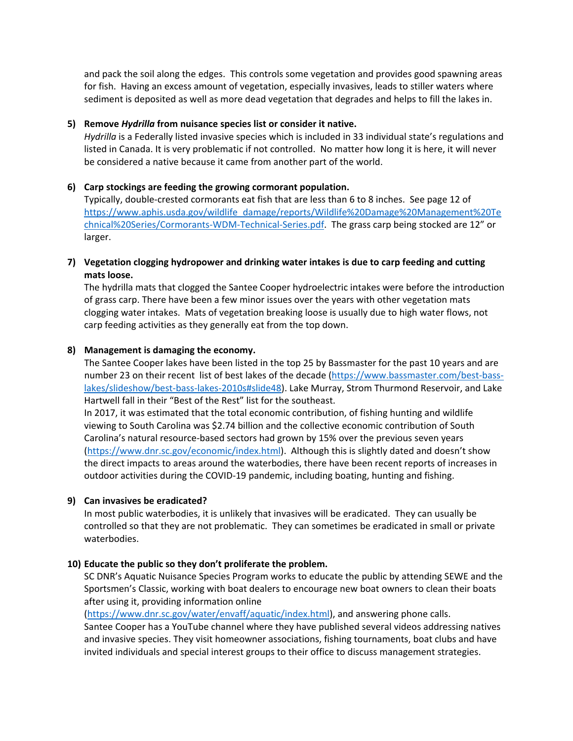and pack the soil along the edges. This controls some vegetation and provides good spawning areas for fish. Having an excess amount of vegetation, especially invasives, leads to stiller waters where sediment is deposited as well as more dead vegetation that degrades and helps to fill the lakes in.

5) **Remove *Hydrilla* from nuisance species list or consider it native.**
*Hydrilla* is a Federally listed invasive species which is included in 33 individual state's regulations and listed in Canada. It is very problematic if not controlled. No matter how long it is here, it will never be considered a native because it came from another part of the world.

6) **Carp stockings are feeding the growing cormorant population.**
Typically, double-crested cormorants eat fish that are less than 6 to 8 inches. See page 12 of https://www.aphis.usda.gov/wildlife_damage/reports/Wildlife%20Damage%20Management%20Technical%20Series/Cormorants-WDM-Technical-Series.pdf. The grass carp being stocked are 12" or larger.

7) **Vegetation clogging hydropower and drinking water intakes is due to carp feeding and cutting mats loose.**
The hydrilla mats that clogged the Santee Cooper hydroelectric intakes were before the introduction of grass carp. There have been a few minor issues over the years with other vegetation mats clogging water intakes. Mats of vegetation breaking loose is usually due to high water flows, not carp feeding activities as they generally eat from the top down.

8) **Management is damaging the economy.**
The Santee Cooper lakes have been listed in the top 25 by Bassmaster for the past 10 years and are number 23 on their recent list of best lakes of the decade (https://www.bassmaster.com/best-bass-lakes/slideshow/best-bass-lakes-2010s#slide48). Lake Murray, Strom Thurmond Reservoir, and Lake Hartwell fall in their "Best of the Rest" list for the southeast.
In 2017, it was estimated that the total economic contribution, of fishing hunting and wildlife viewing to South Carolina was $2.74 billion and the collective economic contribution of South Carolina's natural resource-based sectors had grown by 15% over the previous seven years (https://www.dnr.sc.gov/economic/index.html). Although this is slightly dated and doesn't show the direct impacts to areas around the waterbodies, there have been recent reports of increases in outdoor activities during the COVID-19 pandemic, including boating, hunting and fishing.

9) **Can invasives be eradicated?**
In most public waterbodies, it is unlikely that invasives will be eradicated. They can usually be controlled so that they are not problematic. They can sometimes be eradicated in small or private waterbodies.

10) **Educate the public so they don't proliferate the problem.**
SC DNR's Aquatic Nuisance Species Program works to educate the public by attending SEWE and the Sportsmen's Classic, working with boat dealers to encourage new boat owners to clean their boats after using it, providing information online (https://www.dnr.sc.gov/water/envaff/aquatic/index.html), and answering phone calls.
Santee Cooper has a YouTube channel where they have published several videos addressing natives and invasive species. They visit homeowner associations, fishing tournaments, boat clubs and have invited individuals and special interest groups to their office to discuss management strategies.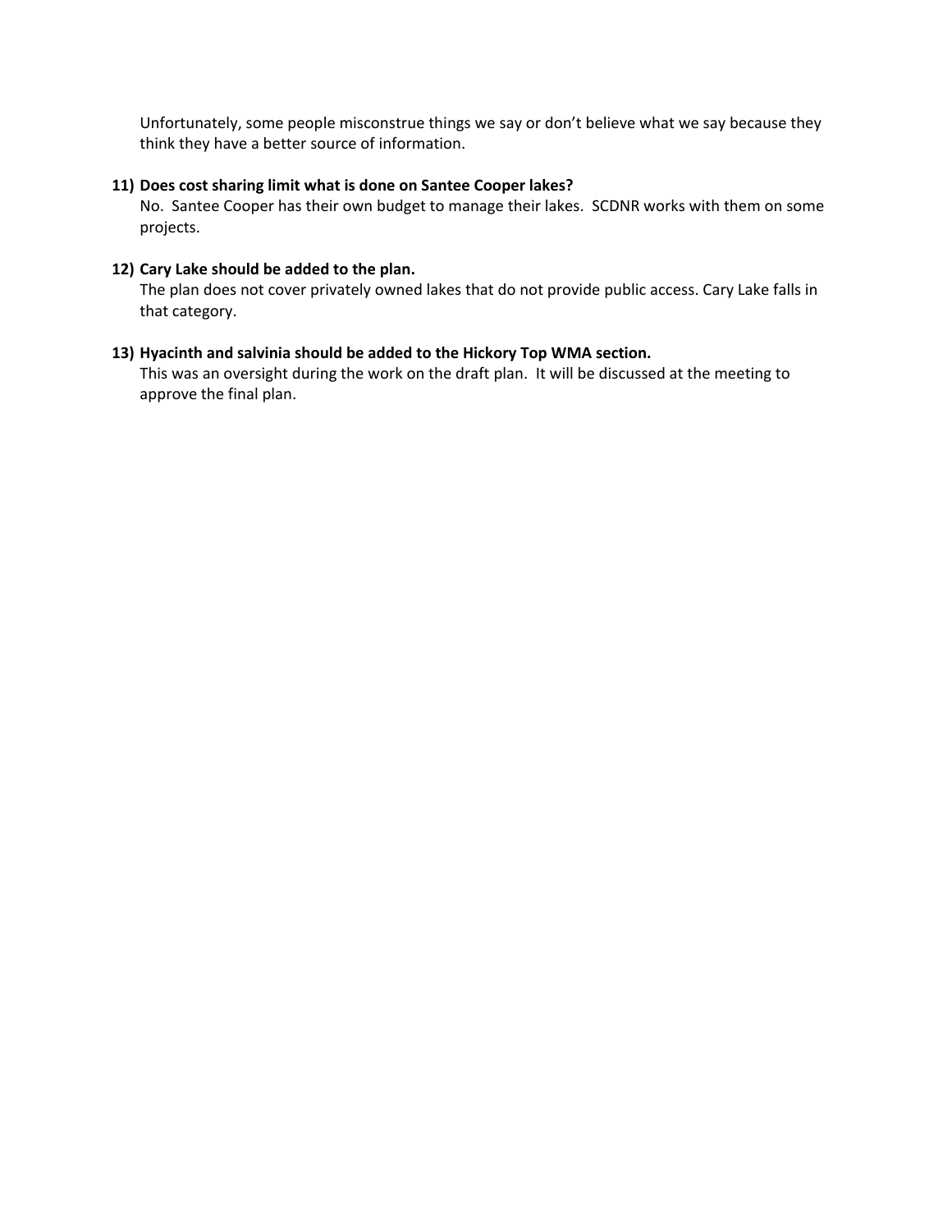Unfortunately, some people misconstrue things we say or don't believe what we say because they think they have a better source of information.

11) **Does cost sharing limit what is done on Santee Cooper lakes?**
    No. Santee Cooper has their own budget to manage their lakes. SCDNR works with them on some projects.

12) **Cary Lake should be added to the plan.**
    The plan does not cover privately owned lakes that do not provide public access. Cary Lake falls in that category.

13) **Hyacinth and salvinia should be added to the Hickory Top WMA section.**
    This was an oversight during the work on the draft plan. It will be discussed at the meeting to approve the final plan.